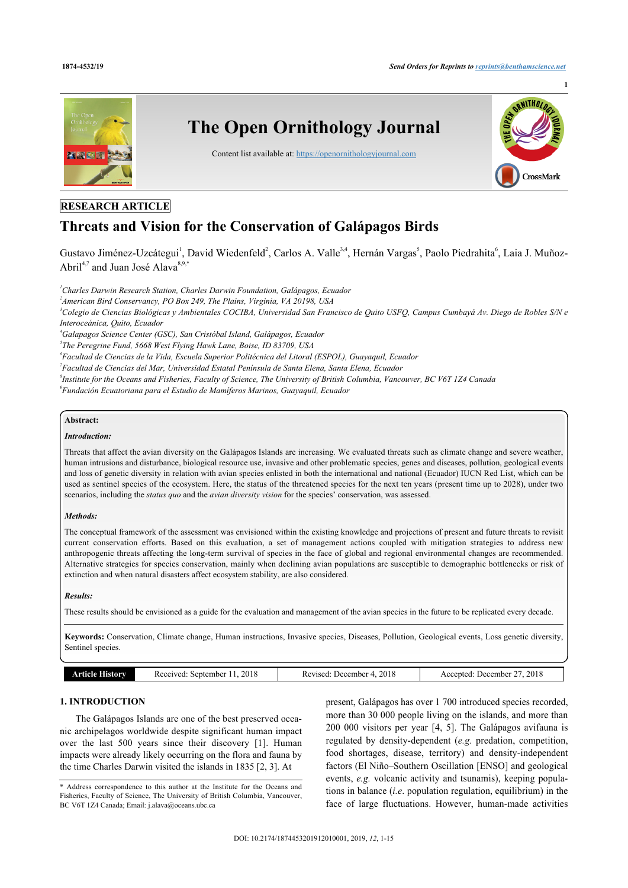RESEARCH ARTICLE

# Threats and Vision for the Conservation of Galápagos Birds

Gustavo Jiménez-Uzcátegui[1], David Wiedenfeld[2], Carlos A. Valle[3,4], Hernán Vargas[5], Paolo Piedrahita[6], Laia J. Muñoz-Abril[4,7] and Juan José Alava[8,9,*]

[1]Charles Darwin Research Station, Charles Darwin Foundation, Galápagos, Ecuador
[2]American Bird Conservancy, PO Box 249, The Plains, Virginia, VA 20198, USA
[3]Colegio de Ciencias Biológicas y Ambientales COCIBA, Universidad San Francisco de Quito USFQ, Campus Cumbayá Av. Diego de Robles S/N e Interoceánica, Quito, Ecuador
[4]Galapagos Science Center (GSC), San Cristóbal Island, Galápagos, Ecuador
[5]The Peregrine Fund, 5668 West Flying Hawk Lane, Boise, ID 83709, USA
[6]Facultad de Ciencias de la Vida, Escuela Superior Politécnica del Litoral (ESPOL), Guayaquil, Ecuador
[7]Facultad de Ciencias del Mar, Universidad Estatal Península de Santa Elena, Santa Elena, Ecuador
[8]Institute for the Oceans and Fisheries, Faculty of Science, The University of British Columbia, Vancouver, BC V6T 1Z4 Canada
[9]Fundación Ecuatoriana para el Estudio de Mamíferos Marinos, Guayaquil, Ecuador

**Abstract:**

***Introduction:***

Threats that affect the avian diversity on the Galápagos Islands are increasing. We evaluated threats such as climate change and severe weather, human intrusions and disturbance, biological resource use, invasive and other problematic species, genes and diseases, pollution, geological events and loss of genetic diversity in relation with avian species enlisted in both the international and national (Ecuador) IUCN Red List, which can be used as sentinel species of the ecosystem. Here, the status of the threatened species for the next ten years (present time up to 2028), under two scenarios, including the *status quo* and the *avian diversity vision* for the species' conservation, was assessed.

***Methods:***

The conceptual framework of the assessment was envisioned within the existing knowledge and projections of present and future threats to revisit current conservation efforts. Based on this evaluation, a set of management actions coupled with mitigation strategies to address new anthropogenic threats affecting the long-term survival of species in the face of global and regional environmental changes are recommended. Alternative strategies for species conservation, mainly when declining avian populations are susceptible to demographic bottlenecks or risk of extinction and when natural disasters affect ecosystem stability, are also considered.

***Results:***

These results should be envisioned as a guide for the evaluation and management of the avian species in the future to be replicated every decade.

**Keywords:** Conservation, Climate change, Human instructions, Invasive species, Diseases, Pollution, Geological events, Loss genetic diversity, Sentinel species.

| Article History | Received: September 11, 2018 | Revised: December 4, 2018 | Accepted: December 27, 2018 |
|---|---|---|---|

## 1. INTRODUCTION

The Galápagos Islands are one of the best preserved oceanic archipelagos worldwide despite significant human impact over the last 500 years since their discovery [1]. Human impacts were already likely occurring on the flora and fauna by the time Charles Darwin visited the islands in 1835 [2, 3]. At present, Galápagos has over 1 700 introduced species recorded, more than 30 000 people living on the islands, and more than 200 000 visitors per year [4, 5]. The Galápagos avifauna is regulated by density-dependent (*e.g.* predation, competition, food shortages, disease, territory) and density-independent factors (El Niño–Southern Oscillation [ENSO] and geological events, *e.g.* volcanic activity and tsunamis), keeping populations in balance (*i.e*. population regulation, equilibrium) in the face of large fluctuations. However, human-made activities

\* Address correspondence to this author at the Institute for the Oceans and Fisheries, Faculty of Science, The University of British Columbia, Vancouver, BC V6T 1Z4 Canada; Email: j.alava@oceans.ubc.ca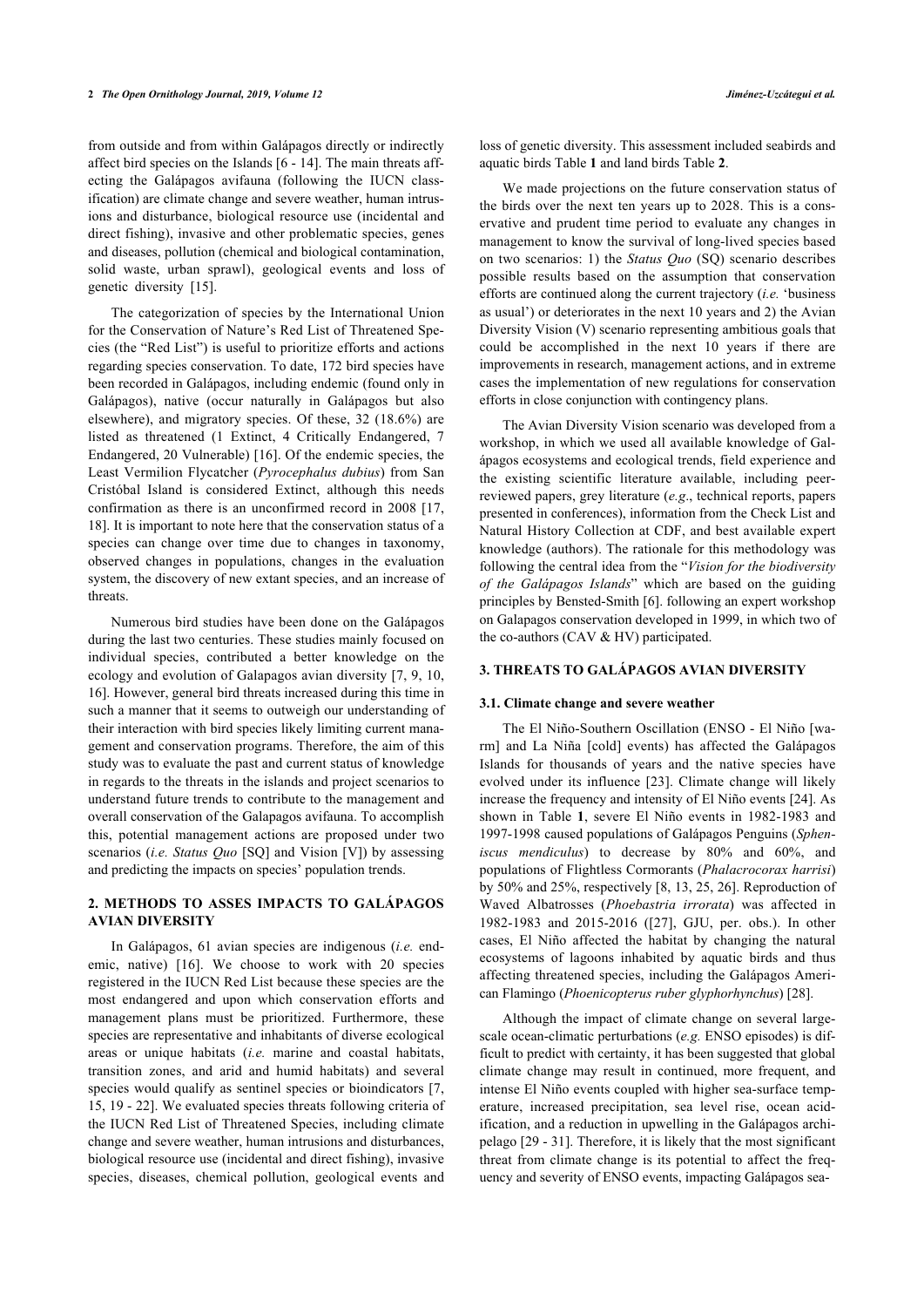from outside and from within Galápagos directly or indirectly affect bird species on the Islands [6 - 14]. The main threats affecting the Galápagos avifauna (following the IUCN classification) are climate change and severe weather, human intrusions and disturbance, biological resource use (incidental and direct fishing), invasive and other problematic species, genes and diseases, pollution (chemical and biological contamination, solid waste, urban sprawl), geological events and loss of genetic diversity [15].

The categorization of species by the International Union for the Conservation of Nature's Red List of Threatened Species (the "Red List") is useful to prioritize efforts and actions regarding species conservation. To date, 172 bird species have been recorded in Galápagos, including endemic (found only in Galápagos), native (occur naturally in Galápagos but also elsewhere), and migratory species. Of these, 32 (18.6%) are listed as threatened (1 Extinct, 4 Critically Endangered, 7 Endangered, 20 Vulnerable) [16]. Of the endemic species, the Least Vermilion Flycatcher (*Pyrocephalus dubius*) from San Cristóbal Island is considered Extinct, although this needs confirmation as there is an unconfirmed record in 2008 [17, 18]. It is important to note here that the conservation status of a species can change over time due to changes in taxonomy, observed changes in populations, changes in the evaluation system, the discovery of new extant species, and an increase of threats.

Numerous bird studies have been done on the Galápagos during the last two centuries. These studies mainly focused on individual species, contributed a better knowledge on the ecology and evolution of Galapagos avian diversity [7, 9, 10, 16]. However, general bird threats increased during this time in such a manner that it seems to outweigh our understanding of their interaction with bird species likely limiting current management and conservation programs. Therefore, the aim of this study was to evaluate the past and current status of knowledge in regards to the threats in the islands and project scenarios to understand future trends to contribute to the management and overall conservation of the Galapagos avifauna. To accomplish this, potential management actions are proposed under two scenarios (*i.e. Status Quo* [SQ] and Vision [V]) by assessing and predicting the impacts on species' population trends.

## 2. METHODS TO ASSES IMPACTS TO GALÁPAGOS AVIAN DIVERSITY

In Galápagos, 61 avian species are indigenous (*i.e.* endemic, native) [16]. We choose to work with 20 species registered in the IUCN Red List because these species are the most endangered and upon which conservation efforts and management plans must be prioritized. Furthermore, these species are representative and inhabitants of diverse ecological areas or unique habitats (*i.e.* marine and coastal habitats, transition zones, and arid and humid habitats) and several species would qualify as sentinel species or bioindicators [7, 15, 19 - 22]. We evaluated species threats following criteria of the IUCN Red List of Threatened Species, including climate change and severe weather, human intrusions and disturbances, biological resource use (incidental and direct fishing), invasive species, diseases, chemical pollution, geological events and loss of genetic diversity. This assessment included seabirds and aquatic birds Table **1** and land birds Table **2**.

We made projections on the future conservation status of the birds over the next ten years up to 2028. This is a conservative and prudent time period to evaluate any changes in management to know the survival of long-lived species based on two scenarios: 1) the *Status Quo* (SQ) scenario describes possible results based on the assumption that conservation efforts are continued along the current trajectory (*i.e.* 'business as usual') or deteriorates in the next 10 years and 2) the Avian Diversity Vision (V) scenario representing ambitious goals that could be accomplished in the next 10 years if there are improvements in research, management actions, and in extreme cases the implementation of new regulations for conservation efforts in close conjunction with contingency plans.

The Avian Diversity Vision scenario was developed from a workshop, in which we used all available knowledge of Galápagos ecosystems and ecological trends, field experience and the existing scientific literature available, including peer-reviewed papers, grey literature (*e.g*., technical reports, papers presented in conferences), information from the Check List and Natural History Collection at CDF, and best available expert knowledge (authors). The rationale for this methodology was following the central idea from the "*Vision for the biodiversity of the Galápagos Islands*" which are based on the guiding principles by Bensted-Smith [6]. following an expert workshop on Galapagos conservation developed in 1999, in which two of the co-authors (CAV & HV) participated.

## 3. THREATS TO GALÁPAGOS AVIAN DIVERSITY

### 3.1. Climate change and severe weather

The El Niño-Southern Oscillation (ENSO - El Niño [warm] and La Niña [cold] events) has affected the Galápagos Islands for thousands of years and the native species have evolved under its influence [23]. Climate change will likely increase the frequency and intensity of El Niño events [24]. As shown in Table **1**, severe El Niño events in 1982-1983 and 1997-1998 caused populations of Galápagos Penguins (*Spheniscus mendiculus*) to decrease by 80% and 60%, and populations of Flightless Cormorants (*Phalacrocorax harrisi*) by 50% and 25%, respectively [8, 13, 25, 26]. Reproduction of Waved Albatrosses (*Phoebastria irrorata*) was affected in 1982-1983 and 2015-2016 ([27], GJU, per. obs.). In other cases, El Niño affected the habitat by changing the natural ecosystems of lagoons inhabited by aquatic birds and thus affecting threatened species, including the Galápagos American Flamingo (*Phoenicopterus ruber glyphorhynchus*) [28].

Although the impact of climate change on several large-scale ocean-climatic perturbations (*e.g.* ENSO episodes) is difficult to predict with certainty, it has been suggested that global climate change may result in continued, more frequent, and intense El Niño events coupled with higher sea-surface temperature, increased precipitation, sea level rise, ocean acidification, and a reduction in upwelling in the Galápagos archipelago [29 - 31]. Therefore, it is likely that the most significant threat from climate change is its potential to affect the frequency and severity of ENSO events, impacting Galápagos sea-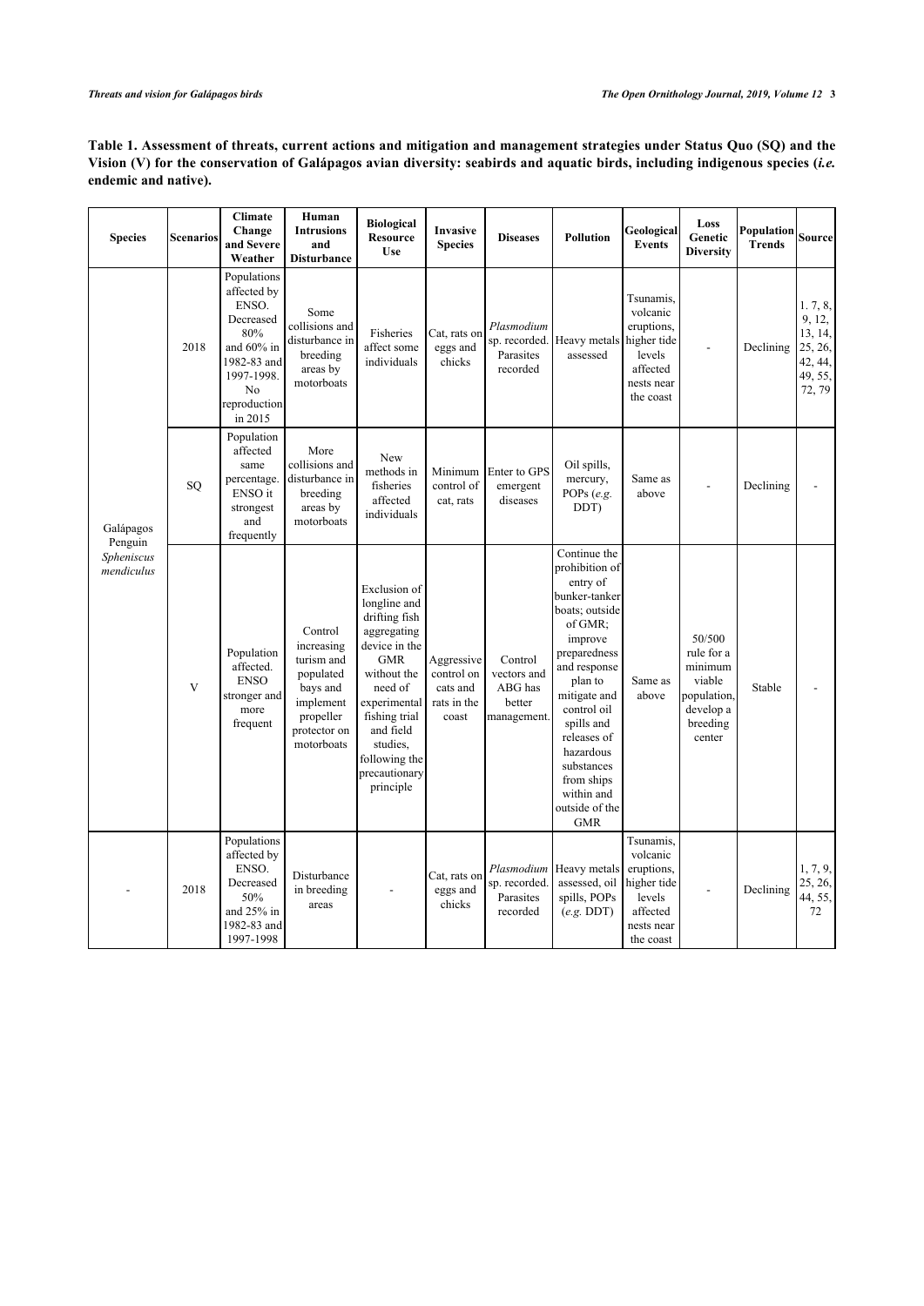**Table 1. Assessment of threats, current actions and mitigation and management strategies under Status Quo (SQ) and the Vision (V) for the conservation of Galápagos avian diversity: seabirds and aquatic birds, including indigenous species (*i.e.* endemic and native).**

| Species | Scenarios | Climate Change and Severe Weather | Human Intrusions and Disturbance | Biological Resource Use | Invasive Species | Diseases | Pollution | Geological Events | Loss Genetic Diversity | Population Trends | Source |
|---|---|---|---|---|---|---|---|---|---|---|---|
| Galápagos Penguin *Spheniscus mendiculus* | 2018 | Populations affected by ENSO. Decreased 80% and 60% in 1982-83 and 1997-1998. No reproduction in 2015 | Some collisions and disturbance in breeding areas by motorboats | Fisheries affect some individuals | Cat, rats on eggs and chicks | *Plasmodium* sp. recorded. Parasites recorded | Heavy metals assessed | Tsunamis, volcanic eruptions, higher tide levels affected nests near the coast | - | Declining | 1. 7, 8, 9, 12, 13, 14, 25, 26, 42, 44, 49, 55, 72, 79 |
| | SQ | Population affected same percentage. ENSO it strongest and frequently | More collisions and disturbance in breeding areas by motorboats | New methods in fisheries affected individuals | Minimum control of cat, rats | Enter to GPS emergent diseases | Oil spills, mercury, POPs (*e.g.* DDT) | Same as above | - | Declining | - |
| | V | Population affected. ENSO stronger and more frequent | Control increasing turism and populated bays and implement propeller protector on motorboats | Exclusion of longline and drifting fish aggregating device in the GMR without the need of experimental fishing trial and field studies, following the precautionary principle | Aggressive control on cats and rats in the coast | Control vectors and ABG has better management. | Continue the prohibition of entry of bunker-tanker boats; outside of GMR; improve preparedness and response plan to mitigate and control oil spills and releases of hazardous substances from ships within and outside of the GMR | Same as above | 50/500 rule for a minimum viable population, develop a breeding center | Stable | - |
| - | 2018 | Populations affected by ENSO. Decreased 50% and 25% in 1982-83 and 1997-1998 | Disturbance in breeding areas | - | Cat, rats on eggs and chicks | *Plasmodium* sp. recorded. Parasites recorded | Heavy metals assessed, oil spills, POPs (*e.g.* DDT) | Tsunamis, volcanic eruptions, higher tide levels affected nests near the coast | - | Declining | 1, 7, 9, 25, 26, 44, 55, 72 |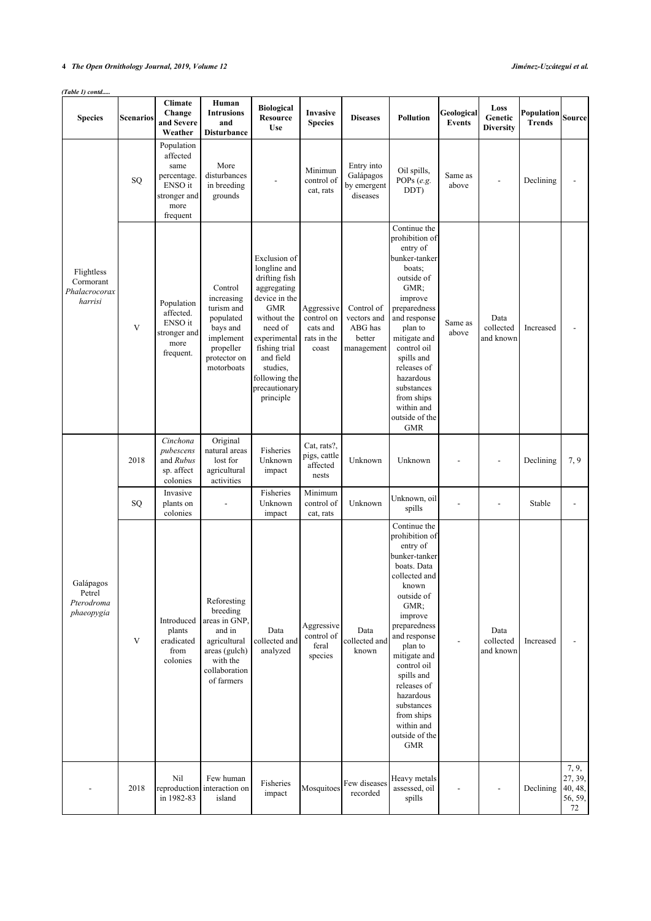*(Table 1) contd.....*

| Species | Scenarios | Climate Change and Severe Weather | Human Intrusions and Disturbance | Biological Resource Use | Invasive Species | Diseases | Pollution | Geological Events | Loss Genetic Diversity | Population Trends | Source |
|---|---|---|---|---|---|---|---|---|---|---|---|
| Flightless Cormorant *Phalacrocorax harrisi* | SQ | Population affected same percentage. ENSO it stronger and more frequent | More disturbances in breeding grounds | - | Minimun control of cat, rats | Entry into Galápagos by emergent diseases | Oil spills, POPs (*e.g.* DDT) | Same as above | - | Declining | - |
| | V | Population affected. ENSO it stronger and more frequent. | Control increasing turism and populated bays and implement propeller protector on motorboats | Exclusion of longline and drifting fish aggregating device in the GMR without the need of experimental fishing trial and field studies, following the precautionary principle | Aggressive control on cats and rats in the coast | Control of vectors and ABG has better management | Continue the prohibition of entry of bunker-tanker boats; outside of GMR; improve preparedness and response plan to mitigate and control oil spills and releases of hazardous substances from ships within and outside of the GMR | Same as above | Data collected and known | Increased | - |
| Galápagos Petrel *Pterodroma phaeopygia* | 2018 | *Cinchona pubescens* and *Rubus* sp. affect colonies | Original natural areas lost for agricultural activities | Fisheries Unknown impact | Cat, rats?, pigs, cattle affected nests | Unknown | Unknown | - | - | Declining | 7, 9 |
| | SQ | Invasive plants on colonies | - | Fisheries Unknown impact | Minimum control of cat, rats | Unknown | Unknown, oil spills | - | - | Stable | - |
| | V | Introduced plants eradicated from colonies | Reforesting breeding areas in GNP, and in agricultural areas (gulch) with the collaboration of farmers | Data collected and analyzed | Aggressive control of feral species | Data collected and known | Continue the prohibition of entry of bunker-tanker boats. Data collected and known outside of GMR; improve preparedness and response plan to mitigate and control oil spills and releases of hazardous substances from ships within and outside of the GMR | - | Data collected and known | Increased | - |
| - | 2018 | Nil reproduction in 1982-83 | Few human interaction on island | Fisheries impact | Mosquitoes | Few diseases recorded | Heavy metals assessed, oil spills | - | - | Declining | 7, 9, 27, 39, 40, 48, 56, 59, 72 |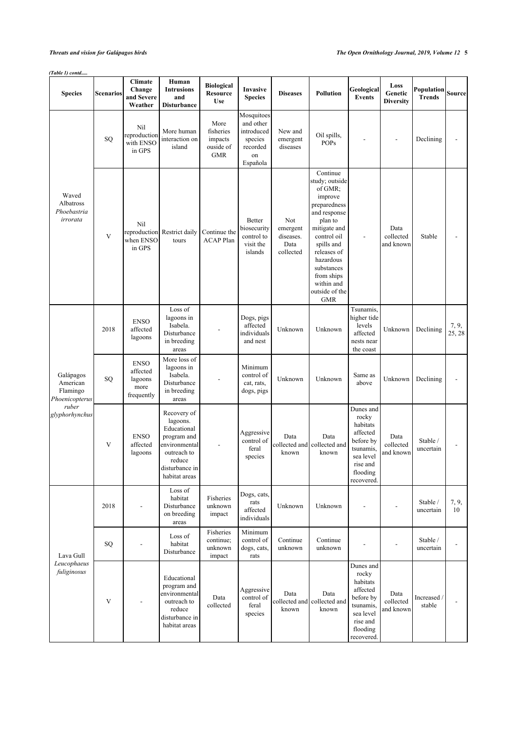*(Table 1) contd.....*

| Species | Scenarios | Climate Change and Severe Weather | Human Intrusions and Disturbance | Biological Resource Use | Invasive Species | Diseases | Pollution | Geological Events | Loss Genetic Diversity | Population Trends | Source |
|---|---|---|---|---|---|---|---|---|---|---|---|
| Waved Albatross *Phoebastria irrorata* | SQ | Nil reproduction with ENSO in GPS | More human interaction on island | More fisheries impacts ouside of GMR | Mosquitoes and other introduced species recorded on Española | New and emergent diseases | Oil spills, POPs | - | - | Declining | - |
| | V | Nil reproduction when ENSO in GPS | Restrict daily tours | Continue the ACAP Plan | Better biosecurity control to visit the islands | Not emergent diseases. Data collected | Continue study; outside of GMR; improve preparedness and response plan to mitigate and control oil spills and releases of hazardous substances from ships within and outside of the GMR | - | Data collected and known | Stable | - |
| Galápagos American Flamingo *Phoenicopterus ruber glyphorhynchus* | 2018 | ENSO affected lagoons | Loss of lagoons in Isabela. Disturbance in breeding areas | - | Dogs, pigs affected individuals and nest | Unknown | Unknown | Tsunamis, higher tide levels affected nests near the coast | Unknown | Declining | 7, 9, 25, 28 |
| | SQ | ENSO affected lagoons more frequently | More loss of lagoons in Isabela. Disturbance in breeding areas | - | Minimum control of cat, rats, dogs, pigs | Unknown | Unknown | Same as above | Unknown | Declining | - |
| | V | ENSO affected lagoons | Recovery of lagoons. Educational program and environmental outreach to reduce disturbance in habitat areas | - | Aggressive control of feral species | Data collected and known | Data collected and known | Dunes and rocky habitats affected before by tsunamis, sea level rise and flooding recovered. | Data collected and known | Stable / uncertain | - |
| Lava Gull *Leucophaeus fuliginosus* | 2018 | - | Loss of habitat Disturbance on breeding areas | Fisheries unknown impact | Dogs, cats, rats affected individuals | Unknown | Unknown | - | - | Stable / uncertain | 7, 9, 10 |
| | SQ | - | Loss of habitat Disturbance | Fisheries continue; unknown impact | Minimum control of dogs, cats, rats | Continue unknown | Continue unknown | - | - | Stable / uncertain | - |
| | V | - | Educational program and environmental outreach to reduce disturbance in habitat areas | Data collected | Aggressive control of feral species | Data collected and known | Data collected and known | Dunes and rocky habitats affected before by tsunamis, sea level rise and flooding recovered. | Data collected and known | Increased / stable | - |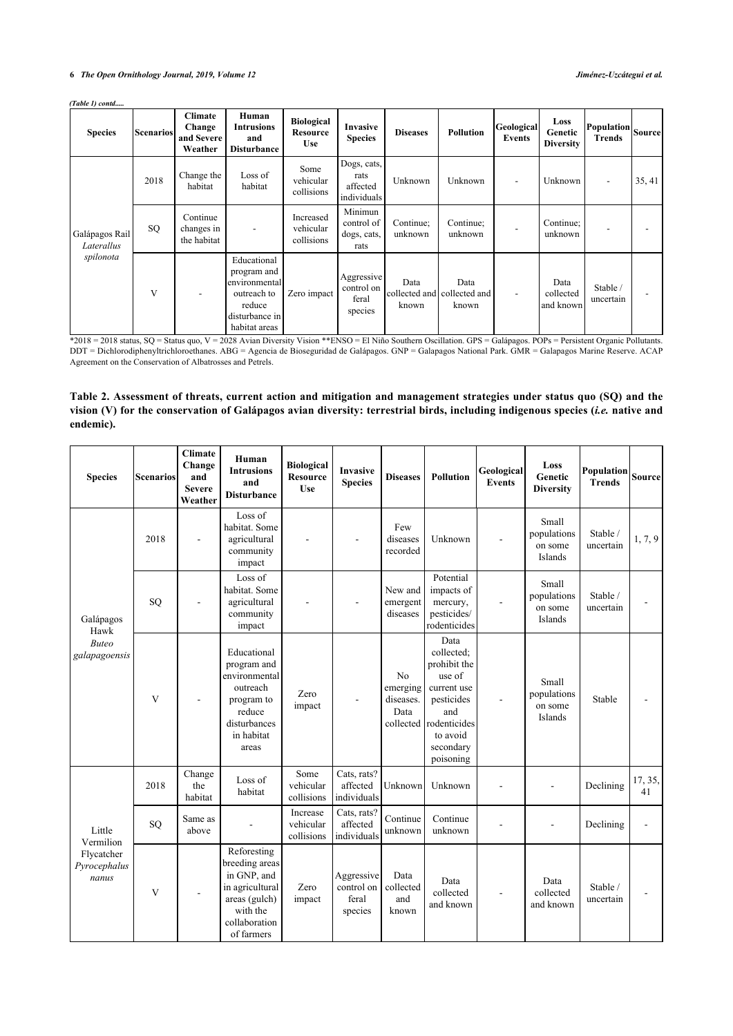*(Table 1) contd.....*

| Species | Scenarios | Climate Change and Severe Weather | Human Intrusions and Disturbance | Biological Resource Use | Invasive Species | Diseases | Pollution | Geological Events | Loss Genetic Diversity | Population Trends | Source |
|---|---|---|---|---|---|---|---|---|---|---|---|
| Galápagos Rail *Laterallus spilonota* | 2018 | Change the habitat | Loss of habitat | Some vehicular collisions | Dogs, cats, rats affected individuals | Unknown | Unknown | - | Unknown | - | 35, 41 |
| | SQ | Continue changes in the habitat | - | Increased vehicular collisions | Minimun control of dogs, cats, rats | Continue; unknown | Continue; unknown | - | Continue; unknown | - | - |
| | V | - | Educational program and environmental outreach to reduce disturbance in habitat areas | Zero impact | Aggressive control on feral species | Data collected and known | Data collected and known | - | Data collected and known | Stable / uncertain | - |

*2018 = 2018 status, SQ = Status quo, V = 2028 Avian Diversity Vision **ENSO = El Niño Southern Oscillation. GPS = Galápagos. POPs = Persistent Organic Pollutants. DDT = Dichlorodiphenyltrichloroethanes. ABG = Agencia de Bioseguridad de Galápagos. GNP = Galapagos National Park. GMR = Galapagos Marine Reserve. ACAP Agreement on the Conservation of Albatrosses and Petrels.

**Table 2. Assessment of threats, current action and mitigation and management strategies under status quo (SQ) and the vision (V) for the conservation of Galápagos avian diversity: terrestrial birds, including indigenous species (*i.e.* native and endemic).**

| Species | Scenarios | Climate Change and Severe Weather | Human Intrusions and Disturbance | Biological Resource Use | Invasive Species | Diseases | Pollution | Geological Events | Loss Genetic Diversity | Population Trends | Source |
|---|---|---|---|---|---|---|---|---|---|---|---|
| Galápagos Hawk *Buteo galapagoensis* | 2018 | - | Loss of habitat. Some agricultural community impact | - | - | Few diseases recorded | Unknown | - | Small populations on some Islands | Stable / uncertain | 1, 7, 9 |
| | SQ | - | Loss of habitat. Some agricultural community impact | - | - | New and emergent diseases | Potential impacts of mercury, pesticides/ rodenticides | - | Small populations on some Islands | Stable / uncertain | - |
| | V | - | Educational program and environmental outreach program to reduce disturbances in habitat areas | Zero impact | - | No emerging diseases. Data collected | Data collected; prohibit the use of current use pesticides and rodenticides to avoid secondary poisoning | - | Small populations on some Islands | Stable | - |
| Little Vermilion Flycatcher *Pyrocephalus nanus* | 2018 | Change the habitat | Loss of habitat | Some vehicular collisions | Cats, rats? affected individuals | Unknown | Unknown | - | - | Declining | 17, 35, 41 |
| | SQ | Same as above | - | Increase vehicular collisions | Cats, rats? affected individuals | Continue unknown | Continue unknown | - | - | Declining | - |
| | V | - | Reforesting breeding areas in GNP, and in agricultural areas (gulch) with the collaboration of farmers | Zero impact | Aggressive control on feral species | Data collected and known | Data collected and known | - | Data collected and known | Stable / uncertain | - |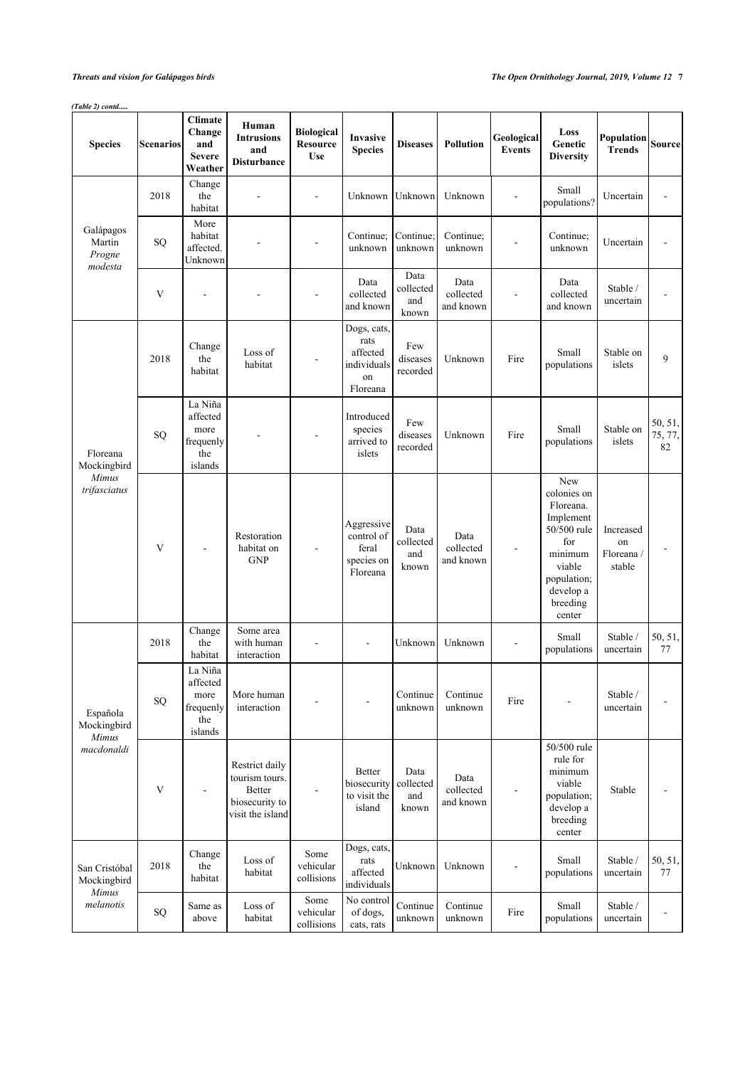*(Table 2) contd.....*

| Species | Scenarios | Climate Change and Severe Weather | Human Intrusions and Disturbance | Biological Resource Use | Invasive Species | Diseases | Pollution | Geological Events | Loss Genetic Diversity | Population Trends | Source |
|---|---|---|---|---|---|---|---|---|---|---|---|
| Galápagos Martin *Progne modesta* | 2018 | Change the habitat | - | - | Unknown | Unknown | Unknown | - | Small populations? | Uncertain | - |
| | SQ | More habitat affected. Unknown | - | - | Continue; unknown | Continue; unknown | Continue; unknown | - | Continue; unknown | Uncertain | - |
| | V | - | - | - | Data collected and known | Data collected and known | Data collected and known | - | Data collected and known | Stable / uncertain | - |
| Floreana Mockingbird *Mimus trifasciatus* | 2018 | Change the habitat | Loss of habitat | - | Dogs, cats, rats affected individuals on Floreana | Few diseases recorded | Unknown | Fire | Small populations | Stable on islets | 9 |
| | SQ | La Niña affected more frequenly the islands | - | - | Introduced species arrived to islets | Few diseases recorded | Unknown | Fire | Small populations | Stable on islets | 50, 51, 75, 77, 82 |
| | V | - | Restoration habitat on GNP | - | Aggressive control of feral species on Floreana | Data collected and known | Data collected and known | - | New colonies on Floreana. Implement 50/500 rule for minimum viable population; develop a breeding center | Increased on Floreana / stable | - |
| Española Mockingbird *Mimus macdonaldi* | 2018 | Change the habitat | Some area with human interaction | - | - | Unknown | Unknown | - | Small populations | Stable / uncertain | 50, 51, 77 |
| | SQ | La Niña affected more frequenly the islands | More human interaction | - | - | Continue unknown | Continue unknown | Fire | - | Stable / uncertain | - |
| | V | - | Restrict daily tourism tours. Better biosecurity to visit the island | - | Better biosecurity to visit the island | Data collected and known | Data collected and known | - | 50/500 rule rule for minimum viable population; develop a breeding center | Stable | - |
| San Cristóbal Mockingbird *Mimus melanotis* | 2018 | Change the habitat | Loss of habitat | Some vehicular collisions | Dogs, cats, rats affected individuals | Unknown | Unknown | - | Small populations | Stable / uncertain | 50, 51, 77 |
| | SQ | Same as above | Loss of habitat | Some vehicular collisions | No control of dogs, cats, rats | Continue unknown | Continue unknown | Fire | Small populations | Stable / uncertain | - |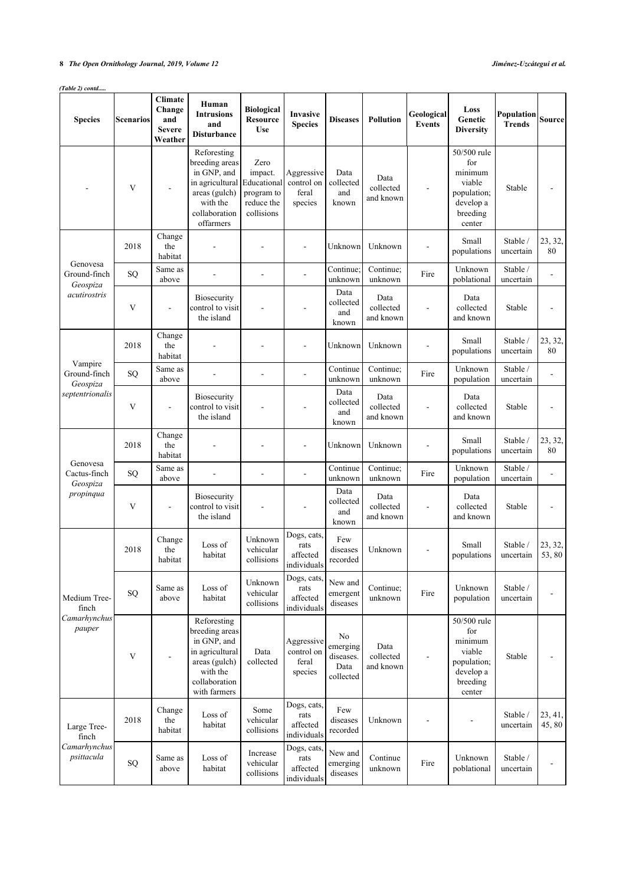*(Table 2) contd.....*

| Species | Scenarios | Climate Change and Severe Weather | Human Intrusions and Disturbance | Biological Resource Use | Invasive Species | Diseases | Pollution | Geological Events | Loss Genetic Diversity | Population Trends | Source |
|---|---|---|---|---|---|---|---|---|---|---|---|
| - | V | - | Reforesting breeding areas in GNP, and in agricultural areas (gulch) with the collaboration offarmers | Zero impact. Educational program to reduce the collisions | Aggressive control on feral species | Data collected and known | Data collected and known | - | 50/500 rule for minimum viable population; develop a breeding center | Stable | - |
| Genovesa Ground-finch *Geospiza acutirostris* | 2018 | Change the habitat | - | - | - | Unknown | Unknown | - | Small populations | Stable / uncertain | 23, 32, 80 |
| | SQ | Same as above | - | - | - | Continue; unknown | Continue; unknown | Fire | Unknown poblational | Stable / uncertain | - |
| | V | - | Biosecurity control to visit the island | - | - | Data collected and known | Data collected and known | - | Data collected and known | Stable | - |
| Vampire Ground-finch *Geospiza septentrionalis* | 2018 | Change the habitat | - | - | - | Unknown | Unknown | - | Small populations | Stable / uncertain | 23, 32, 80 |
| | SQ | Same as above | - | - | - | Continue unknown | Continue; unknown | Fire | Unknown population | Stable / uncertain | - |
| | V | - | Biosecurity control to visit the island | - | - | Data collected and known | Data collected and known | - | Data collected and known | Stable | - |
| Genovesa Cactus-finch *Geospiza propinqua* | 2018 | Change the habitat | - | - | - | Unknown | Unknown | - | Small populations | Stable / uncertain | 23, 32, 80 |
| | SQ | Same as above | - | - | - | Continue unknown | Continue; unknown | Fire | Unknown population | Stable / uncertain | - |
| | V | - | Biosecurity control to visit the island | - | - | Data collected and known | Data collected and known | - | Data collected and known | Stable | - |
| Medium Tree-finch *Camarhynchus pauper* | 2018 | Change the habitat | Loss of habitat | Unknown vehicular collisions | Dogs, cats, rats affected individuals | Few diseases recorded | Unknown | - | Small populations | Stable / uncertain | 23, 32, 53, 80 |
| | SQ | Same as above | Loss of habitat | Unknown vehicular collisions | Dogs, cats, rats affected individuals | New and emergent diseases | Continue; unknown | Fire | Unknown population | Stable / uncertain | - |
| | V | - | Reforesting breeding areas in GNP, and in agricultural areas (gulch) with the collaboration with farmers | Data collected | Aggressive control on feral species | No emerging diseases. Data collected | Data collected and known | - | 50/500 rule for minimum viable population; develop a breeding center | Stable | - |
| Large Tree-finch *Camarhynchus psittacula* | 2018 | Change the habitat | Loss of habitat | Some vehicular collisions | Dogs, cats, rats affected individuals | Few diseases recorded | Unknown | - | - | Stable / uncertain | 23, 41, 45, 80 |
| | SQ | Same as above | Loss of habitat | Increase vehicular collisions | Dogs, cats, rats affected individuals | New and emerging diseases | Continue unknown | Fire | Unknown poblational | Stable / uncertain | - |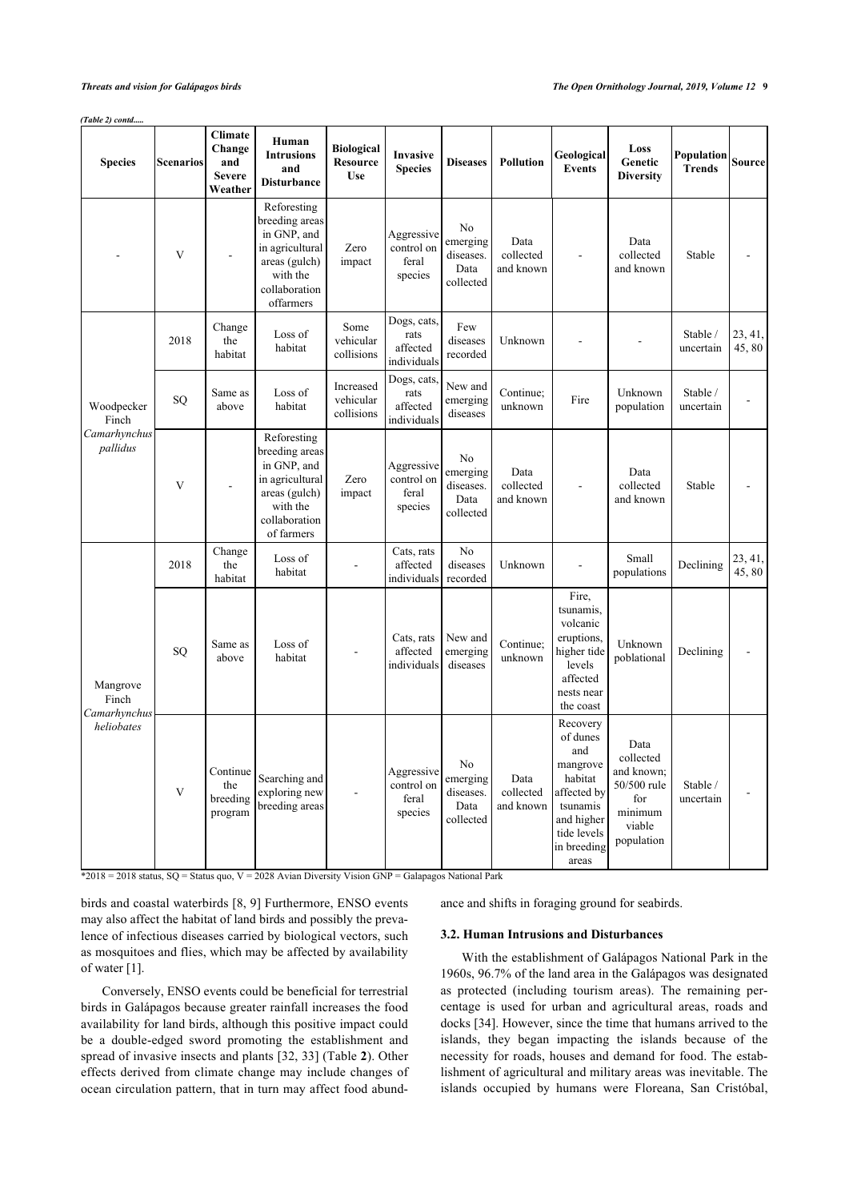*(Table 2) contd.....*

| Species | Scenarios | Climate Change and Severe Weather | Human Intrusions and Disturbance | Biological Resource Use | Invasive Species | Diseases | Pollution | Geological Events | Loss Genetic Diversity | Population Trends | Source |
|---|---|---|---|---|---|---|---|---|---|---|---|
| - | V | - | Reforesting breeding areas in GNP, and in agricultural areas (gulch) with the collaboration offarmers | Zero impact | Aggressive control on feral species | No emerging diseases. Data collected | Data collected and known | - | Data collected and known | Stable | - |
| Woodpecker Finch *Camarhynchus pallidus* | 2018 | Change the habitat | Loss of habitat | Some vehicular collisions | Dogs, cats, rats affected individuals | Few diseases recorded | Unknown | - | - | Stable / uncertain | 23, 41, 45, 80 |
| | SQ | Same as above | Loss of habitat | Increased vehicular collisions | Dogs, cats, rats affected individuals | New and emerging diseases | Continue; unknown | Fire | Unknown population | Stable / uncertain | - |
| | V | - | Reforesting breeding areas in GNP, and in agricultural areas (gulch) with the collaboration of farmers | Zero impact | Aggressive control on feral species | No emerging diseases. Data collected | Data collected and known | - | Data collected and known | Stable | - |
| Mangrove Finch *Camarhynchus heliobates* | 2018 | Change the habitat | Loss of habitat | - | Cats, rats affected individuals | No diseases recorded | Unknown | - | Small populations | Declining | 23, 41, 45, 80 |
| | SQ | Same as above | Loss of habitat | - | Cats, rats affected individuals | New and emerging diseases | Continue; unknown | Fire, tsunamis, volcanic eruptions, higher tide levels affected nests near the coast | Unknown poblational | Declining | - |
| | V | Continue the breeding program | Searching and exploring new breeding areas | - | Aggressive control on feral species | No emerging diseases. Data collected | Data collected and known | Recovery of dunes and mangrove habitat affected by tsunamis and higher tide levels in breeding areas | Data collected and known; 50/500 rule for minimum viable population | Stable / uncertain | - |

*2018 = 2018 status, SQ = Status quo, V = 2028 Avian Diversity Vision GNP = Galapagos National Park

birds and coastal waterbirds [8, 9] Furthermore, ENSO events may also affect the habitat of land birds and possibly the prevalence of infectious diseases carried by biological vectors, such as mosquitoes and flies, which may be affected by availability of water [1].

Conversely, ENSO events could be beneficial for terrestrial birds in Galápagos because greater rainfall increases the food availability for land birds, although this positive impact could be a double-edged sword promoting the establishment and spread of invasive insects and plants [32, 33] (Table **2**). Other effects derived from climate change may include changes of ocean circulation pattern, that in turn may affect food abundance and shifts in foraging ground for seabirds.

### 3.2. Human Intrusions and Disturbances

With the establishment of Galápagos National Park in the 1960s, 96.7% of the land area in the Galápagos was designated as protected (including tourism areas). The remaining percentage is used for urban and agricultural areas, roads and docks [34]. However, since the time that humans arrived to the islands, they began impacting the islands because of the necessity for roads, houses and demand for food. The establishment of agricultural and military areas was inevitable. The islands occupied by humans were Floreana, San Cristóbal,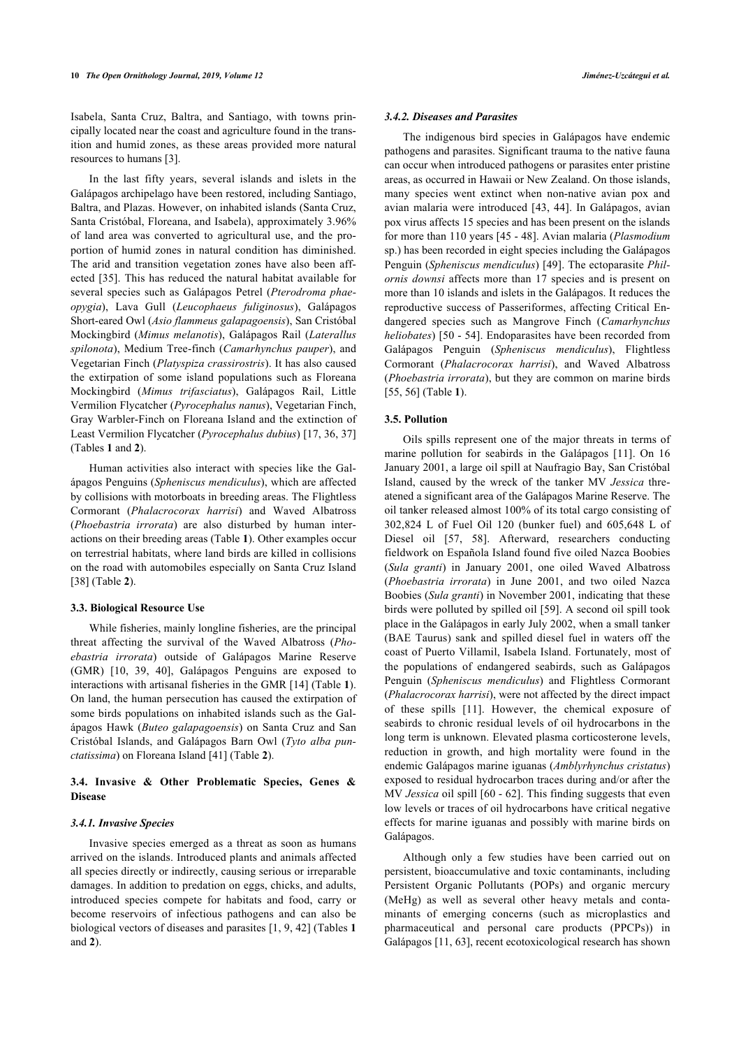Isabela, Santa Cruz, Baltra, and Santiago, with towns principally located near the coast and agriculture found in the transition and humid zones, as these areas provided more natural resources to humans [3].

In the last fifty years, several islands and islets in the Galápagos archipelago have been restored, including Santiago, Baltra, and Plazas. However, on inhabited islands (Santa Cruz, Santa Cristóbal, Floreana, and Isabela), approximately 3.96% of land area was converted to agricultural use, and the proportion of humid zones in natural condition has diminished. The arid and transition vegetation zones have also been affected [35]. This has reduced the natural habitat available for several species such as Galápagos Petrel (*Pterodroma phaeopygia*), Lava Gull (*Leucophaeus fuliginosus*), Galápagos Short-eared Owl (*Asio flammeus galapagoensis*), San Cristóbal Mockingbird (*Mimus melanotis*), Galápagos Rail (*Laterallus spilonota*), Medium Tree-finch (*Camarhynchus pauper*), and Vegetarian Finch (*Platyspiza crassirostris*). It has also caused the extirpation of some island populations such as Floreana Mockingbird (*Mimus trifasciatus*), Galápagos Rail, Little Vermilion Flycatcher (*Pyrocephalus nanus*), Vegetarian Finch, Gray Warbler-Finch on Floreana Island and the extinction of Least Vermilion Flycatcher (*Pyrocephalus dubius*) [17, 36, 37] (Tables **1** and **2**).

Human activities also interact with species like the Galápagos Penguins (*Spheniscus mendiculus*), which are affected by collisions with motorboats in breeding areas. The Flightless Cormorant (*Phalacrocorax harrisi*) and Waved Albatross (*Phoebastria irrorata*) are also disturbed by human interactions on their breeding areas (Table **1**). Other examples occur on terrestrial habitats, where land birds are killed in collisions on the road with automobiles especially on Santa Cruz Island [38] (Table **2**).

### 3.3. Biological Resource Use

While fisheries, mainly longline fisheries, are the principal threat affecting the survival of the Waved Albatross (*Phoebastria irrorata*) outside of Galápagos Marine Reserve (GMR) [10, 39, 40], Galápagos Penguins are exposed to interactions with artisanal fisheries in the GMR [14] (Table **1**). On land, the human persecution has caused the extirpation of some birds populations on inhabited islands such as the Galápagos Hawk (*Buteo galapagoensis*) on Santa Cruz and San Cristóbal Islands, and Galápagos Barn Owl (*Tyto alba punctatissima*) on Floreana Island [41] (Table **2**).

### 3.4. Invasive & Other Problematic Species, Genes & Disease

#### *3.4.1. Invasive Species*

Invasive species emerged as a threat as soon as humans arrived on the islands. Introduced plants and animals affected all species directly or indirectly, causing serious or irreparable damages. In addition to predation on eggs, chicks, and adults, introduced species compete for habitats and food, carry or become reservoirs of infectious pathogens and can also be biological vectors of diseases and parasites [1, 9, 42] (Tables **1** and **2**).

#### *3.4.2. Diseases and Parasites*

The indigenous bird species in Galápagos have endemic pathogens and parasites. Significant trauma to the native fauna can occur when introduced pathogens or parasites enter pristine areas, as occurred in Hawaii or New Zealand. On those islands, many species went extinct when non-native avian pox and avian malaria were introduced [43, 44]. In Galápagos, avian pox virus affects 15 species and has been present on the islands for more than 110 years [45 - 48]. Avian malaria (*Plasmodium* sp.) has been recorded in eight species including the Galápagos Penguin (*Spheniscus mendiculus*) [49]. The ectoparasite *Philornis downsi* affects more than 17 species and is present on more than 10 islands and islets in the Galápagos. It reduces the reproductive success of Passeriformes, affecting Critical Endangered species such as Mangrove Finch (*Camarhynchus heliobates*) [50 - 54]. Endoparasites have been recorded from Galápagos Penguin (*Spheniscus mendiculus*), Flightless Cormorant (*Phalacrocorax harrisi*), and Waved Albatross (*Phoebastria irrorata*), but they are common on marine birds [55, 56] (Table **1**).

### 3.5. Pollution

Oils spills represent one of the major threats in terms of marine pollution for seabirds in the Galápagos [11]. On 16 January 2001, a large oil spill at Naufragio Bay, San Cristóbal Island, caused by the wreck of the tanker MV *Jessica* threatened a significant area of the Galápagos Marine Reserve. The oil tanker released almost 100% of its total cargo consisting of 302,824 L of Fuel Oil 120 (bunker fuel) and 605,648 L of Diesel oil [57, 58]. Afterward, researchers conducting fieldwork on Española Island found five oiled Nazca Boobies (*Sula granti*) in January 2001, one oiled Waved Albatross (*Phoebastria irrorata*) in June 2001, and two oiled Nazca Boobies (*Sula granti*) in November 2001, indicating that these birds were polluted by spilled oil [59]. A second oil spill took place in the Galápagos in early July 2002, when a small tanker (BAE Taurus) sank and spilled diesel fuel in waters off the coast of Puerto Villamil, Isabela Island. Fortunately, most of the populations of endangered seabirds, such as Galápagos Penguin (*Spheniscus mendiculus*) and Flightless Cormorant (*Phalacrocorax harrisi*), were not affected by the direct impact of these spills [11]. However, the chemical exposure of seabirds to chronic residual levels of oil hydrocarbons in the long term is unknown. Elevated plasma corticosterone levels, reduction in growth, and high mortality were found in the endemic Galápagos marine iguanas (*Amblyrhynchus cristatus*) exposed to residual hydrocarbon traces during and/or after the MV *Jessica* oil spill [60 - 62]. This finding suggests that even low levels or traces of oil hydrocarbons have critical negative effects for marine iguanas and possibly with marine birds on Galápagos.

Although only a few studies have been carried out on persistent, bioaccumulative and toxic contaminants, including Persistent Organic Pollutants (POPs) and organic mercury (MeHg) as well as several other heavy metals and contaminants of emerging concerns (such as microplastics and pharmaceutical and personal care products (PPCPs)) in Galápagos [11, 63], recent ecotoxicological research has shown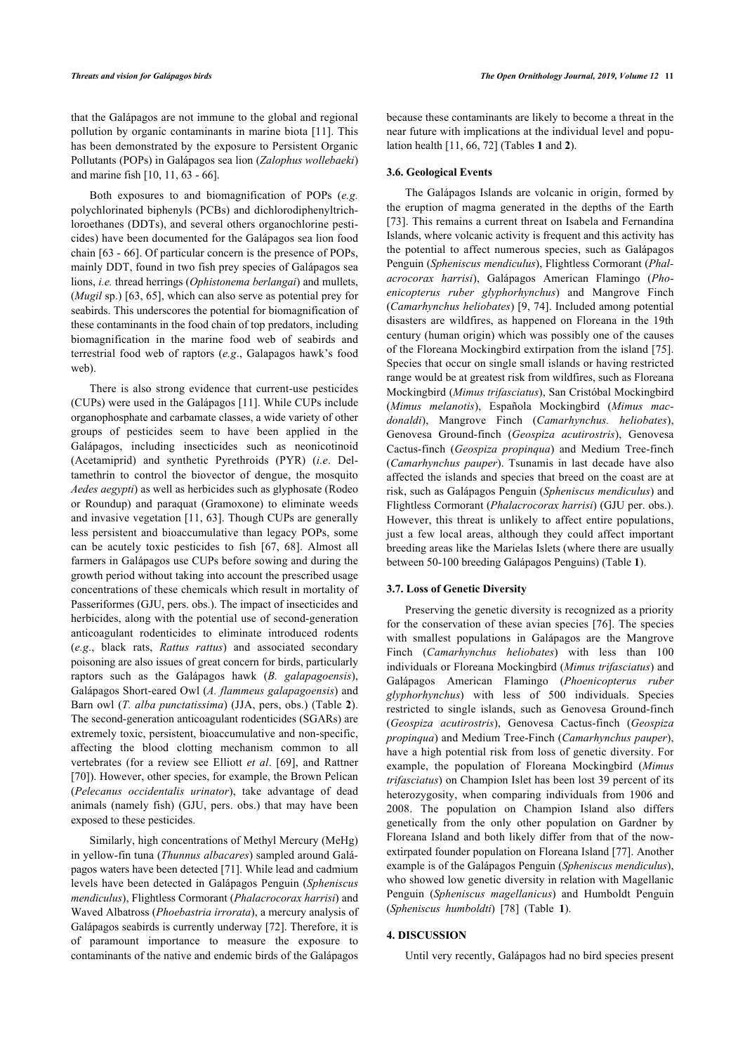that the Galápagos are not immune to the global and regional pollution by organic contaminants in marine biota [11]. This has been demonstrated by the exposure to Persistent Organic Pollutants (POPs) in Galápagos sea lion (*Zalophus wollebaeki*) and marine fish [10, 11, 63 - 66].

Both exposures to and biomagnification of POPs (*e.g.* polychlorinated biphenyls (PCBs) and dichlorodiphenyltrichloroethanes (DDTs), and several others organochlorine pesticides) have been documented for the Galápagos sea lion food chain [63 - 66]. Of particular concern is the presence of POPs, mainly DDT, found in two fish prey species of Galápagos sea lions, *i.e.* thread herrings (*Ophistonema berlangai*) and mullets, (*Mugil* sp.) [63, 65], which can also serve as potential prey for seabirds. This underscores the potential for biomagnification of these contaminants in the food chain of top predators, including biomagnification in the marine food web of seabirds and terrestrial food web of raptors (*e.g*., Galapagos hawk's food web).

There is also strong evidence that current-use pesticides (CUPs) were used in the Galápagos [11]. While CUPs include organophosphate and carbamate classes, a wide variety of other groups of pesticides seem to have been applied in the Galápagos, including insecticides such as neonicotinoid (Acetamiprid) and synthetic Pyrethroids (PYR) (*i.e*. Deltamethrin to control the biovector of dengue, the mosquito *Aedes aegypti*) as well as herbicides such as glyphosate (Rodeo or Roundup) and paraquat (Gramoxone) to eliminate weeds and invasive vegetation [11, 63]. Though CUPs are generally less persistent and bioaccumulative than legacy POPs, some can be acutely toxic pesticides to fish [67, 68]. Almost all farmers in Galápagos use CUPs before sowing and during the growth period without taking into account the prescribed usage concentrations of these chemicals which result in mortality of Passeriformes (GJU, pers. obs.). The impact of insecticides and herbicides, along with the potential use of second-generation anticoagulant rodenticides to eliminate introduced rodents (*e.g*., black rats, *Rattus rattus*) and associated secondary poisoning are also issues of great concern for birds, particularly raptors such as the Galápagos hawk (*B. galapagoensis*), Galápagos Short-eared Owl (*A. flammeus galapagoensis*) and Barn owl (*T. alba punctatissima*) (JJA, pers, obs.) (Table **2**). The second-generation anticoagulant rodenticides (SGARs) are extremely toxic, persistent, bioaccumulative and non-specific, affecting the blood clotting mechanism common to all vertebrates (for a review see Elliott *et al*. [69], and Rattner [70]). However, other species, for example, the Brown Pelican (*Pelecanus occidentalis urinator*), take advantage of dead animals (namely fish) (GJU, pers. obs.) that may have been exposed to these pesticides.

Similarly, high concentrations of Methyl Mercury (MeHg) in yellow-fin tuna (*Thunnus albacares*) sampled around Galápagos waters have been detected [71]. While lead and cadmium levels have been detected in Galápagos Penguin (*Spheniscus mendiculus*), Flightless Cormorant (*Phalacrocorax harrisi*) and Waved Albatross (*Phoebastria irrorata*), a mercury analysis of Galápagos seabirds is currently underway [72]. Therefore, it is of paramount importance to measure the exposure to contaminants of the native and endemic birds of the Galápagos because these contaminants are likely to become a threat in the near future with implications at the individual level and population health [11, 66, 72] (Tables **1** and **2**).

### 3.6. Geological Events

The Galápagos Islands are volcanic in origin, formed by the eruption of magma generated in the depths of the Earth [73]. This remains a current threat on Isabela and Fernandina Islands, where volcanic activity is frequent and this activity has the potential to affect numerous species, such as Galápagos Penguin (*Spheniscus mendiculus*), Flightless Cormorant (*Phalacrocorax harrisi*), Galápagos American Flamingo (*Phoenicopterus ruber glyphorhynchus*) and Mangrove Finch (*Camarhynchus heliobates*) [9, 74]. Included among potential disasters are wildfires, as happened on Floreana in the 19th century (human origin) which was possibly one of the causes of the Floreana Mockingbird extirpation from the island [75]. Species that occur on single small islands or having restricted range would be at greatest risk from wildfires, such as Floreana Mockingbird (*Mimus trifasciatus*), San Cristóbal Mockingbird (*Mimus melanotis*), Española Mockingbird (*Mimus macdonaldi*), Mangrove Finch (*Camarhynchus. heliobates*), Genovesa Ground-finch (*Geospiza acutirostris*), Genovesa Cactus-finch (*Geospiza propinqua*) and Medium Tree-finch (*Camarhynchus pauper*). Tsunamis in last decade have also affected the islands and species that breed on the coast are at risk, such as Galápagos Penguin (*Spheniscus mendiculus*) and Flightless Cormorant (*Phalacrocorax harrisi*) (GJU per. obs.). However, this threat is unlikely to affect entire populations, just a few local areas, although they could affect important breeding areas like the Marielas Islets (where there are usually between 50-100 breeding Galápagos Penguins) (Table **1**).

### 3.7. Loss of Genetic Diversity

Preserving the genetic diversity is recognized as a priority for the conservation of these avian species [76]. The species with smallest populations in Galápagos are the Mangrove Finch (*Camarhynchus heliobates*) with less than 100 individuals or Floreana Mockingbird (*Mimus trifasciatus*) and Galápagos American Flamingo (*Phoenicopterus ruber glyphorhynchus*) with less of 500 individuals. Species restricted to single islands, such as Genovesa Ground-finch (*Geospiza acutirostris*), Genovesa Cactus-finch (*Geospiza propinqua*) and Medium Tree-Finch (*Camarhynchus pauper*), have a high potential risk from loss of genetic diversity. For example, the population of Floreana Mockingbird (*Mimus trifasciatus*) on Champion Islet has been lost 39 percent of its heterozygosity, when comparing individuals from 1906 and 2008. The population on Champion Island also differs genetically from the only other population on Gardner by Floreana Island and both likely differ from that of the now-extirpated founder population on Floreana Island [77]. Another example is of the Galápagos Penguin (*Spheniscus mendiculus*), who showed low genetic diversity in relation with Magellanic Penguin (*Spheniscus magellanicus*) and Humboldt Penguin (*Spheniscus humboldti*) [78] (Table **1**).

## 4. DISCUSSION

Until very recently, Galápagos had no bird species present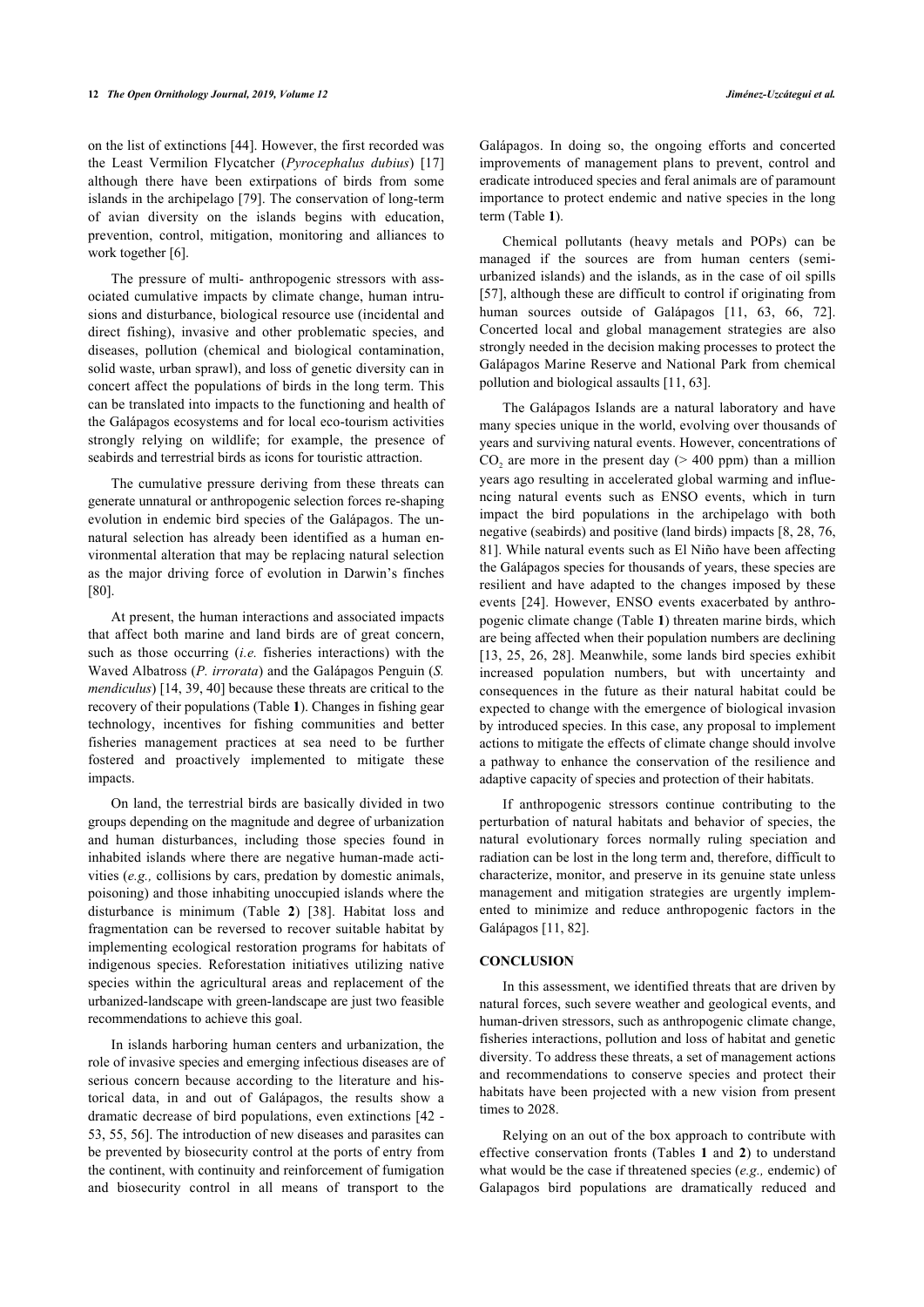on the list of extinctions [44]. However, the first recorded was the Least Vermilion Flycatcher (*Pyrocephalus dubius*) [17] although there have been extirpations of birds from some islands in the archipelago [79]. The conservation of long-term of avian diversity on the islands begins with education, prevention, control, mitigation, monitoring and alliances to work together [6].

The pressure of multi- anthropogenic stressors with associated cumulative impacts by climate change, human intrusions and disturbance, biological resource use (incidental and direct fishing), invasive and other problematic species, and diseases, pollution (chemical and biological contamination, solid waste, urban sprawl), and loss of genetic diversity can in concert affect the populations of birds in the long term. This can be translated into impacts to the functioning and health of the Galápagos ecosystems and for local eco-tourism activities strongly relying on wildlife; for example, the presence of seabirds and terrestrial birds as icons for touristic attraction.

The cumulative pressure deriving from these threats can generate unnatural or anthropogenic selection forces re-shaping evolution in endemic bird species of the Galápagos. The unnatural selection has already been identified as a human environmental alteration that may be replacing natural selection as the major driving force of evolution in Darwin's finches [80].

At present, the human interactions and associated impacts that affect both marine and land birds are of great concern, such as those occurring (*i.e.* fisheries interactions) with the Waved Albatross (*P. irrorata*) and the Galápagos Penguin (*S. mendiculus*) [14, 39, 40] because these threats are critical to the recovery of their populations (Table **1**). Changes in fishing gear technology, incentives for fishing communities and better fisheries management practices at sea need to be further fostered and proactively implemented to mitigate these impacts.

On land, the terrestrial birds are basically divided in two groups depending on the magnitude and degree of urbanization and human disturbances, including those species found in inhabited islands where there are negative human-made activities (*e.g.,* collisions by cars, predation by domestic animals, poisoning) and those inhabiting unoccupied islands where the disturbance is minimum (Table **2**) [38]. Habitat loss and fragmentation can be reversed to recover suitable habitat by implementing ecological restoration programs for habitats of indigenous species. Reforestation initiatives utilizing native species within the agricultural areas and replacement of the urbanized-landscape with green-landscape are just two feasible recommendations to achieve this goal.

In islands harboring human centers and urbanization, the role of invasive species and emerging infectious diseases are of serious concern because according to the literature and historical data, in and out of Galápagos, the results show a dramatic decrease of bird populations, even extinctions [42 - 53, 55, 56]. The introduction of new diseases and parasites can be prevented by biosecurity control at the ports of entry from the continent, with continuity and reinforcement of fumigation and biosecurity control in all means of transport to the Galápagos. In doing so, the ongoing efforts and concerted improvements of management plans to prevent, control and eradicate introduced species and feral animals are of paramount importance to protect endemic and native species in the long term (Table **1**).

Chemical pollutants (heavy metals and POPs) can be managed if the sources are from human centers (semi-urbanized islands) and the islands, as in the case of oil spills [57], although these are difficult to control if originating from human sources outside of Galápagos [11, 63, 66, 72]. Concerted local and global management strategies are also strongly needed in the decision making processes to protect the Galápagos Marine Reserve and National Park from chemical pollution and biological assaults [11, 63].

The Galápagos Islands are a natural laboratory and have many species unique in the world, evolving over thousands of years and surviving natural events. However, concentrations of $CO_2$ are more in the present day (> 400 ppm) than a million years ago resulting in accelerated global warming and influencing natural events such as ENSO events, which in turn impact the bird populations in the archipelago with both negative (seabirds) and positive (land birds) impacts [8, 28, 76, 81]. While natural events such as El Niño have been affecting the Galápagos species for thousands of years, these species are resilient and have adapted to the changes imposed by these events [24]. However, ENSO events exacerbated by anthropogenic climate change (Table **1**) threaten marine birds, which are being affected when their population numbers are declining [13, 25, 26, 28]. Meanwhile, some lands bird species exhibit increased population numbers, but with uncertainty and consequences in the future as their natural habitat could be expected to change with the emergence of biological invasion by introduced species. In this case, any proposal to implement actions to mitigate the effects of climate change should involve a pathway to enhance the conservation of the resilience and adaptive capacity of species and protection of their habitats.

If anthropogenic stressors continue contributing to the perturbation of natural habitats and behavior of species, the natural evolutionary forces normally ruling speciation and radiation can be lost in the long term and, therefore, difficult to characterize, monitor, and preserve in its genuine state unless management and mitigation strategies are urgently implemented to minimize and reduce anthropogenic factors in the Galápagos [11, 82].

## CONCLUSION

In this assessment, we identified threats that are driven by natural forces, such severe weather and geological events, and human-driven stressors, such as anthropogenic climate change, fisheries interactions, pollution and loss of habitat and genetic diversity. To address these threats, a set of management actions and recommendations to conserve species and protect their habitats have been projected with a new vision from present times to 2028.

Relying on an out of the box approach to contribute with effective conservation fronts (Tables **1** and **2**) to understand what would be the case if threatened species (*e.g.,* endemic) of Galapagos bird populations are dramatically reduced and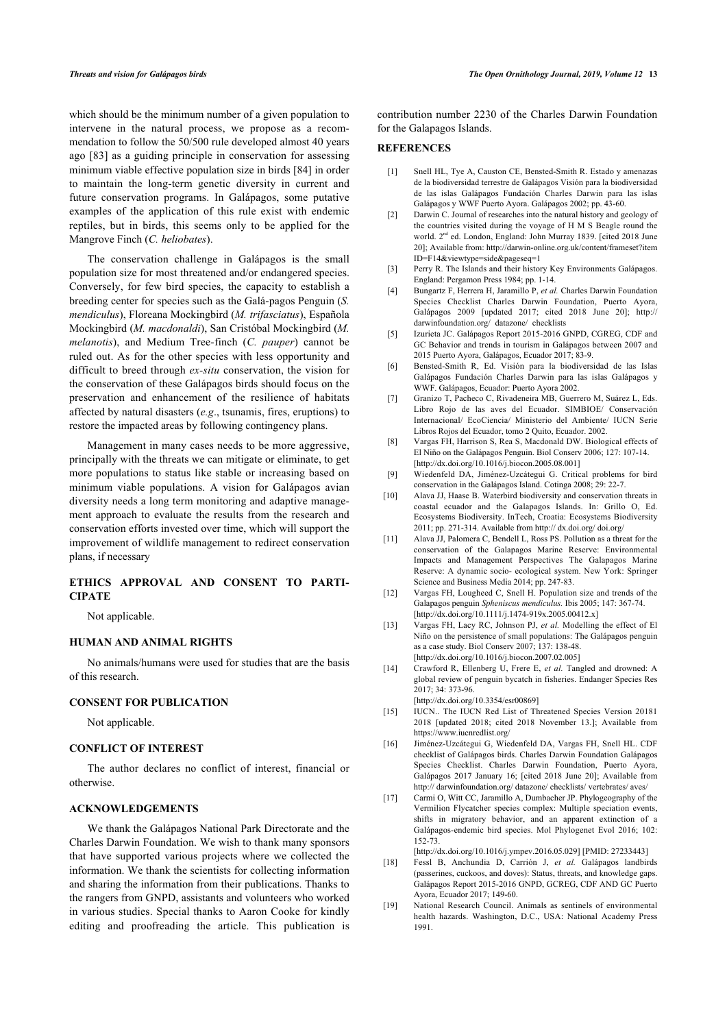which should be the minimum number of a given population to intervene in the natural process, we propose as a recommendation to follow the 50/500 rule developed almost 40 years ago [83] as a guiding principle in conservation for assessing minimum viable effective population size in birds [84] in order to maintain the long-term genetic diversity in current and future conservation programs. In Galápagos, some putative examples of the application of this rule exist with endemic reptiles, but in birds, this seems only to be applied for the Mangrove Finch (*C. heliobates*).

The conservation challenge in Galápagos is the small population size for most threatened and/or endangered species. Conversely, for few bird species, the capacity to establish a breeding center for species such as the Galá-pagos Penguin (*S. mendiculus*), Floreana Mockingbird (*M. trifasciatus*), Española Mockingbird (*M. macdonaldi*), San Cristóbal Mockingbird (*M. melanotis*), and Medium Tree-finch (*C. pauper*) cannot be ruled out. As for the other species with less opportunity and difficult to breed through *ex-situ* conservation, the vision for the conservation of these Galápagos birds should focus on the preservation and enhancement of the resilience of habitats affected by natural disasters (*e.g*., tsunamis, fires, eruptions) to restore the impacted areas by following contingency plans.

Management in many cases needs to be more aggressive, principally with the threats we can mitigate or eliminate, to get more populations to status like stable or increasing based on minimum viable populations. A vision for Galápagos avian diversity needs a long term monitoring and adaptive management approach to evaluate the results from the research and conservation efforts invested over time, which will support the improvement of wildlife management to redirect conservation plans, if necessary

## ETHICS APPROVAL AND CONSENT TO PARTICIPATE

Not applicable.

## HUMAN AND ANIMAL RIGHTS

No animals/humans were used for studies that are the basis of this research.

## CONSENT FOR PUBLICATION

Not applicable.

## CONFLICT OF INTEREST

The author declares no conflict of interest, financial or otherwise.

## ACKNOWLEDGEMENTS

We thank the Galápagos National Park Directorate and the Charles Darwin Foundation. We wish to thank many sponsors that have supported various projects where we collected the information. We thank the scientists for collecting information and sharing the information from their publications. Thanks to the rangers from GNPD, assistants and volunteers who worked in various studies. Special thanks to Aaron Cooke for kindly editing and proofreading the article. This publication is contribution number 2230 of the Charles Darwin Foundation for the Galapagos Islands.

## REFERENCES

[1] Snell HL, Tye A, Causton CE, Bensted-Smith R. Estado y amenazas de la biodiversidad terrestre de Galápagos Visión para la biodiversidad de las islas Galápagos Fundación Charles Darwin para las islas Galápagos y WWF Puerto Ayora. Galápagos 2002; pp. 43-60.

[2] Darwin C. Journal of researches into the natural history and geology of the countries visited during the voyage of H M S Beagle round the world. 2nd ed. London, England: John Murray 1839. [cited 2018 June 20]; Available from: http://darwin-online.org.uk/content/frameset?itemID=F14&viewtype=side&pageseq=1

[3] Perry R. The Islands and their history Key Environments Galápagos. England: Pergamon Press 1984; pp. 1-14.

[4] Bungartz F, Herrera H, Jaramillo P, *et al.* Charles Darwin Foundation Species Checklist Charles Darwin Foundation, Puerto Ayora, Galápagos 2009 [updated 2017; cited 2018 June 20]; http:// darwinfoundation.org/ datazone/ checklists

[5] Izurieta JC. Galápagos Report 2015-2016 GNPD, CGREG, CDF and GC Behavior and trends in tourism in Galápagos between 2007 and 2015 Puerto Ayora, Galápagos, Ecuador 2017; 83-9.

[6] Bensted-Smith R, Ed. Visión para la biodiversidad de las Islas Galápagos Fundación Charles Darwin para las islas Galápagos y WWF. Galápagos, Ecuador: Puerto Ayora 2002.

[7] Granizo T, Pacheco C, Rivadeneira MB, Guerrero M, Suárez L, Eds. Libro Rojo de las aves del Ecuador. SIMBIOE/ Conservación Internacional/ EcoCiencia/ Ministerio del Ambiente/ IUCN Serie Libros Rojos del Ecuador, tomo 2 Quito, Ecuador. 2002.

[8] Vargas FH, Harrison S, Rea S, Macdonald DW. Biological effects of El Niño on the Galápagos Penguin. Biol Conserv 2006; 127: 107-14. [http://dx.doi.org/10.1016/j.biocon.2005.08.001]

[9] Wiedenfeld DA, Jiménez-Uzcátegui G. Critical problems for bird conservation in the Galápagos Island. Cotinga 2008; 29: 22-7.

[10] Alava JJ, Haase B. Waterbird biodiversity and conservation threats in coastal ecuador and the Galapagos Islands. In: Grillo O, Ed. Ecosystems Biodiversity. InTech, Croatia: Ecosystems Biodiversity 2011; pp. 271-314. Available from http:// dx.doi.org/ doi.org/

[11] Alava JJ, Palomera C, Bendell L, Ross PS. Pollution as a threat for the conservation of the Galapagos Marine Reserve: Environmental Impacts and Management Perspectives The Galapagos Marine Reserve: A dynamic socio- ecological system. New York: Springer Science and Business Media 2014; pp. 247-83.

[12] Vargas FH, Lougheed C, Snell H. Population size and trends of the Galapagos penguin *Spheniscus mendiculus*. Ibis 2005; 147: 367-74. [http://dx.doi.org/10.1111/j.1474-919x.2005.00412.x]

[13] Vargas FH, Lacy RC, Johnson PJ, *et al.* Modelling the effect of El Niño on the persistence of small populations: The Galápagos penguin as a case study. Biol Conserv 2007; 137: 138-48. [http://dx.doi.org/10.1016/j.biocon.2007.02.005]

[14] Crawford R, Ellenberg U, Frere E, *et al.* Tangled and drowned: A global review of penguin bycatch in fisheries. Endanger Species Res 2017; 34: 373-96. [http://dx.doi.org/10.3354/esr00869]

[15] IUCN.. The IUCN Red List of Threatened Species Version 20181 2018 [updated 2018; cited 2018 November 13.]; Available from https://www.iucnredlist.org/

[16] Jiménez-Uzcátegui G, Wiedenfeld DA, Vargas FH, Snell HL. CDF checklist of Galápagos birds. Charles Darwin Foundation Galápagos Species Checklist. Charles Darwin Foundation, Puerto Ayora, Galápagos 2017 January 16; [cited 2018 June 20]; Available from http:// darwinfoundation.org/ datazone/ checklists/ vertebrates/ aves/

[17] Carmi O, Witt CC, Jaramillo A, Dumbacher JP. Phylogeography of the Vermilion Flycatcher species complex: Multiple speciation events, shifts in migratory behavior, and an apparent extinction of a Galápagos-endemic bird species. Mol Phylogenet Evol 2016; 102: 152-73. [http://dx.doi.org/10.1016/j.ympev.2016.05.029] [PMID: 27233443]

[18] Fessl B, Anchundia D, Carrión J, *et al.* Galápagos landbirds (passerines, cuckoos, and doves): Status, threats, and knowledge gaps. Galápagos Report 2015-2016 GNPD, GCREG, CDF AND GC Puerto Ayora, Ecuador 2017; 149-60.

[19] National Research Council. Animals as sentinels of environmental health hazards. Washington, D.C., USA: National Academy Press 1991.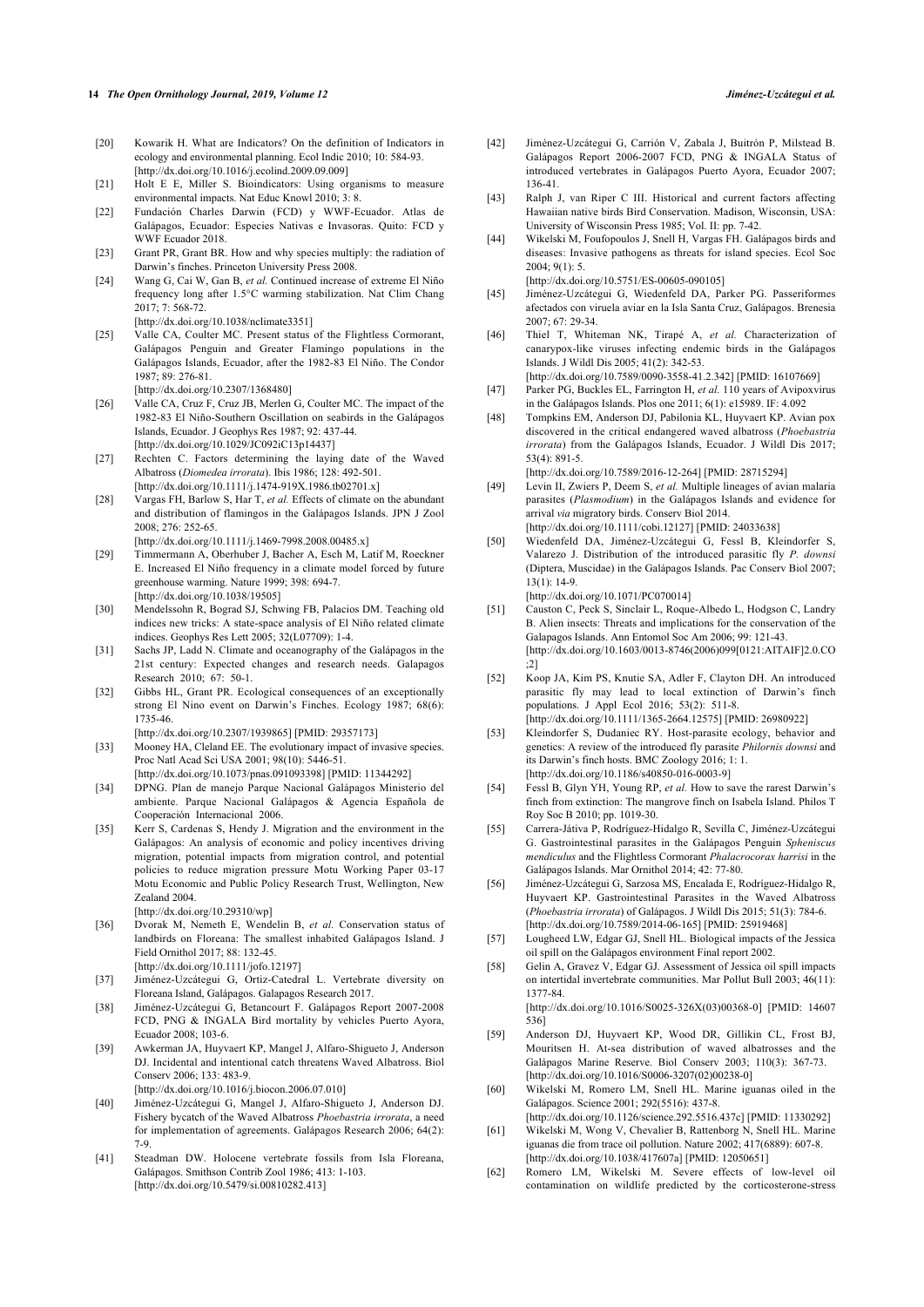[20] Kowarik H. What are Indicators? On the definition of Indicators in ecology and environmental planning. Ecol Indic 2010; 10: 584-93. [http://dx.doi.org/10.1016/j.ecolind.2009.09.009]

[21] Holt E E, Miller S. Bioindicators: Using organisms to measure environmental impacts. Nat Educ Knowl 2010; 3: 8.

[22] Fundación Charles Darwin (FCD) y WWF-Ecuador. Atlas de Galápagos, Ecuador: Especies Nativas e Invasoras. Quito: FCD y WWF Ecuador 2018.

[23] Grant PR, Grant BR. How and why species multiply: the radiation of Darwin's finches. Princeton University Press 2008.

[24] Wang G, Cai W, Gan B, *et al.* Continued increase of extreme El Niño frequency long after 1.5°C warming stabilization. Nat Clim Chang 2017; 7: 568-72. [http://dx.doi.org/10.1038/nclimate3351]

[25] Valle CA, Coulter MC. Present status of the Flightless Cormorant, Galápagos Penguin and Greater Flamingo populations in the Galápagos Islands, Ecuador, after the 1982-83 El Niño. The Condor 1987; 89: 276-81. [http://dx.doi.org/10.2307/1368480]

[26] Valle CA, Cruz F, Cruz JB, Merlen G, Coulter MC. The impact of the 1982-83 El Niño-Southern Oscillation on seabirds in the Galápagos Islands, Ecuador. J Geophys Res 1987; 92: 437-44. [http://dx.doi.org/10.1029/JC092iC13p14437]

[27] Rechten C. Factors determining the laying date of the Waved Albatross (*Diomedea irrorata*). Ibis 1986; 128: 492-501. [http://dx.doi.org/10.1111/j.1474-919X.1986.tb02701.x]

[28] Vargas FH, Barlow S, Har T, *et al.* Effects of climate on the abundant and distribution of flamingos in the Galápagos Islands. JPN J Zool 2008; 276: 252-65. [http://dx.doi.org/10.1111/j.1469-7998.2008.00485.x]

[29] Timmermann A, Oberhuber J, Bacher A, Esch M, Latif M, Roeckner E. Increased El Niño frequency in a climate model forced by future greenhouse warming. Nature 1999; 398: 694-7. [http://dx.doi.org/10.1038/19505]

[30] Mendelssohn R, Bograd SJ, Schwing FB, Palacios DM. Teaching old indices new tricks: A state-space analysis of El Niño related climate indices. Geophys Res Lett 2005; 32(L07709): 1-4.

[31] Sachs JP, Ladd N. Climate and oceanography of the Galápagos in the 21st century: Expected changes and research needs. Galapagos Research 2010; 67: 50-1.

[32] Gibbs HL, Grant PR. Ecological consequences of an exceptionally strong El Nino event on Darwin's Finches. Ecology 1987; 68(6): 1735-46. [http://dx.doi.org/10.2307/1939865] [PMID: 29357173]

[33] Mooney HA, Cleland EE. The evolutionary impact of invasive species. Proc Natl Acad Sci USA 2001; 98(10): 5446-51. [http://dx.doi.org/10.1073/pnas.091093398] [PMID: 11344292]

[34] DPNG. Plan de manejo Parque Nacional Galápagos Ministerio del ambiente. Parque Nacional Galápagos & Agencia Española de Cooperación Internacional 2006.

[35] Kerr S, Cardenas S, Hendy J. Migration and the environment in the Galápagos: An analysis of economic and policy incentives driving migration, potential impacts from migration control, and potential policies to reduce migration pressure Motu Working Paper 03-17 Motu Economic and Public Policy Research Trust, Wellington, New Zealand 2004. [http://dx.doi.org/10.29310/wp]

[36] Dvorak M, Nemeth E, Wendelin B, *et al.* Conservation status of landbirds on Floreana: The smallest inhabited Galápagos Island. J Field Ornithol 2017; 88: 132-45. [http://dx.doi.org/10.1111/jofo.12197]

[37] Jiménez-Uzcátegui G, Ortiz-Catedral L. Vertebrate diversity on Floreana Island, Galápagos. Galapagos Research 2017.

[38] Jiménez-Uzcátegui G, Betancourt F. Galápagos Report 2007-2008 FCD, PNG & INGALA Bird mortality by vehicles Puerto Ayora, Ecuador 2008; 103-6.

[39] Awkerman JA, Huyvaert KP, Mangel J, Alfaro-Shigueto J, Anderson DJ. Incidental and intentional catch threatens Waved Albatross. Biol Conserv 2006; 133: 483-9. [http://dx.doi.org/10.1016/j.biocon.2006.07.010]

[40] Jiménez-Uzcátegui G, Mangel J, Alfaro-Shigueto J, Anderson DJ. Fishery bycatch of the Waved Albatross *Phoebastria irrorata*, a need for implementation of agreements. Galápagos Research 2006; 64(2): 7-9.

[41] Steadman DW. Holocene vertebrate fossils from Isla Floreana, Galápagos. Smithson Contrib Zool 1986; 413: 1-103. [http://dx.doi.org/10.5479/si.00810282.413]

[42] Jiménez-Uzcátegui G, Carrión V, Zabala J, Buitrón P, Milstead B. Galápagos Report 2006-2007 FCD, PNG & INGALA Status of introduced vertebrates in Galápagos Puerto Ayora, Ecuador 2007; 136-41.

[43] Ralph J, van Riper C III. Historical and current factors affecting Hawaiian native birds Bird Conservation. Madison, Wisconsin, USA: University of Wisconsin Press 1985; Vol. II: pp. 7-42.

[44] Wikelski M, Foufopoulos J, Snell H, Vargas FH. Galápagos birds and diseases: Invasive pathogens as threats for island species. Ecol Soc 2004; 9(1): 5. [http://dx.doi.org/10.5751/ES-00605-090105]

[45] Jiménez-Uzcátegui G, Wiedenfeld DA, Parker PG. Passeriformes afectados con viruela aviar en la Isla Santa Cruz, Galápagos. Brenesia 2007; 67: 29-34.

[46] Thiel T, Whiteman NK, Tirapé A, *et al.* Characterization of canarypox-like viruses infecting endemic birds in the Galápagos Islands. J Wildl Dis 2005; 41(2): 342-53. [http://dx.doi.org/10.7589/0090-3558-41.2.342] [PMID: 16107669]

[47] Parker PG, Buckles EL, Farrington H, *et al.* 110 years of Avipoxvirus in the Galápagos Islands. Plos one 2011; 6(1): e15989. IF: 4.092

[48] Tompkins EM, Anderson DJ, Pabilonia KL, Huyvaert KP. Avian pox discovered in the critical endangered waved albatross (*Phoebastria irrorata*) from the Galápagos Islands, Ecuador. J Wildl Dis 2017; 53(4): 891-5. [http://dx.doi.org/10.7589/2016-12-264] [PMID: 28715294]

[49] Levin II, Zwiers P, Deem S, *et al.* Multiple lineages of avian malaria parasites (*Plasmodium*) in the Galápagos Islands and evidence for arrival *via* migratory birds. Conserv Biol 2014. [http://dx.doi.org/10.1111/cobi.12127] [PMID: 24033638]

[50] Wiedenfeld DA, Jiménez-Uzcátegui G, Fessl B, Kleindorfer S, Valarezo J. Distribution of the introduced parasitic fly *P. downsi* (Diptera, Muscidae) in the Galápagos Islands. Pac Conserv Biol 2007; 13(1): 14-9. [http://dx.doi.org/10.1071/PC070014]

[51] Causton C, Peck S, Sinclair L, Roque-Albedo L, Hodgson C, Landry B. Alien insects: Threats and implications for the conservation of the Galapagos Islands. Ann Entomol Soc Am 2006; 99: 121-43. [http://dx.doi.org/10.1603/0013-8746(2006)099[0121:AITAIF]2.0.CO;2]

[52] Koop JA, Kim PS, Knutie SA, Adler F, Clayton DH. An introduced parasitic fly may lead to local extinction of Darwin's finch populations. J Appl Ecol 2016; 53(2): 511-8. [http://dx.doi.org/10.1111/1365-2664.12575] [PMID: 26980922]

[53] Kleindorfer S, Dudaniec RY. Host-parasite ecology, behavior and genetics: A review of the introduced fly parasite *Philornis downsi* and its Darwin's finch hosts. BMC Zoology 2016; 1: 1. [http://dx.doi.org/10.1186/s40850-016-0003-9]

[54] Fessl B, Glyn YH, Young RP, *et al.* How to save the rarest Darwin's finch from extinction: The mangrove finch on Isabela Island. Philos T Roy Soc B 2010; pp. 1019-30.

[55] Carrera-Játiva P, Rodríguez-Hidalgo R, Sevilla C, Jiménez-Uzcátegui G. Gastrointestinal parasites in the Galápagos Penguin *Spheniscus mendiculus* and the Flightless Cormorant *Phalacrocorax harrisi* in the Galápagos Islands. Mar Ornithol 2014; 42: 77-80.

[56] Jiménez-Uzcátegui G, Sarzosa MS, Encalada E, Rodríguez-Hidalgo R, Huyvaert KP. Gastrointestinal Parasites in the Waved Albatross (*Phoebastria irrorata*) of Galápagos. J Wildl Dis 2015; 51(3): 784-6. [http://dx.doi.org/10.7589/2014-06-165] [PMID: 25919468]

[57] Lougheed LW, Edgar GJ, Snell HL. Biological impacts of the Jessica oil spill on the Galápagos environment Final report 2002.

[58] Gelin A, Gravez V, Edgar GJ. Assessment of Jessica oil spill impacts on intertidal invertebrate communities. Mar Pollut Bull 2003; 46(11): 1377-84. [http://dx.doi.org/10.1016/S0025-326X(03)00368-0] [PMID: 14607536]

[59] Anderson DJ, Huyvaert KP, Wood DR, Gillikin CL, Frost BJ, Mouritsen H. At-sea distribution of waved albatrosses and the Galápagos Marine Reserve. Biol Conserv 2003; 110(3): 367-73. [http://dx.doi.org/10.1016/S0006-3207(02)00238-0]

[60] Wikelski M, Romero LM, Snell HL. Marine iguanas oiled in the Galápagos. Science 2001; 292(5516): 437-8. [http://dx.doi.org/10.1126/science.292.5516.437c] [PMID: 11330292]

[61] Wikelski M, Wong V, Chevalier B, Rattenborg N, Snell HL. Marine iguanas die from trace oil pollution. Nature 2002; 417(6889): 607-8. [http://dx.doi.org/10.1038/417607a] [PMID: 12050651]

[62] Romero LM, Wikelski M. Severe effects of low-level oil contamination on wildlife predicted by the corticosterone-stress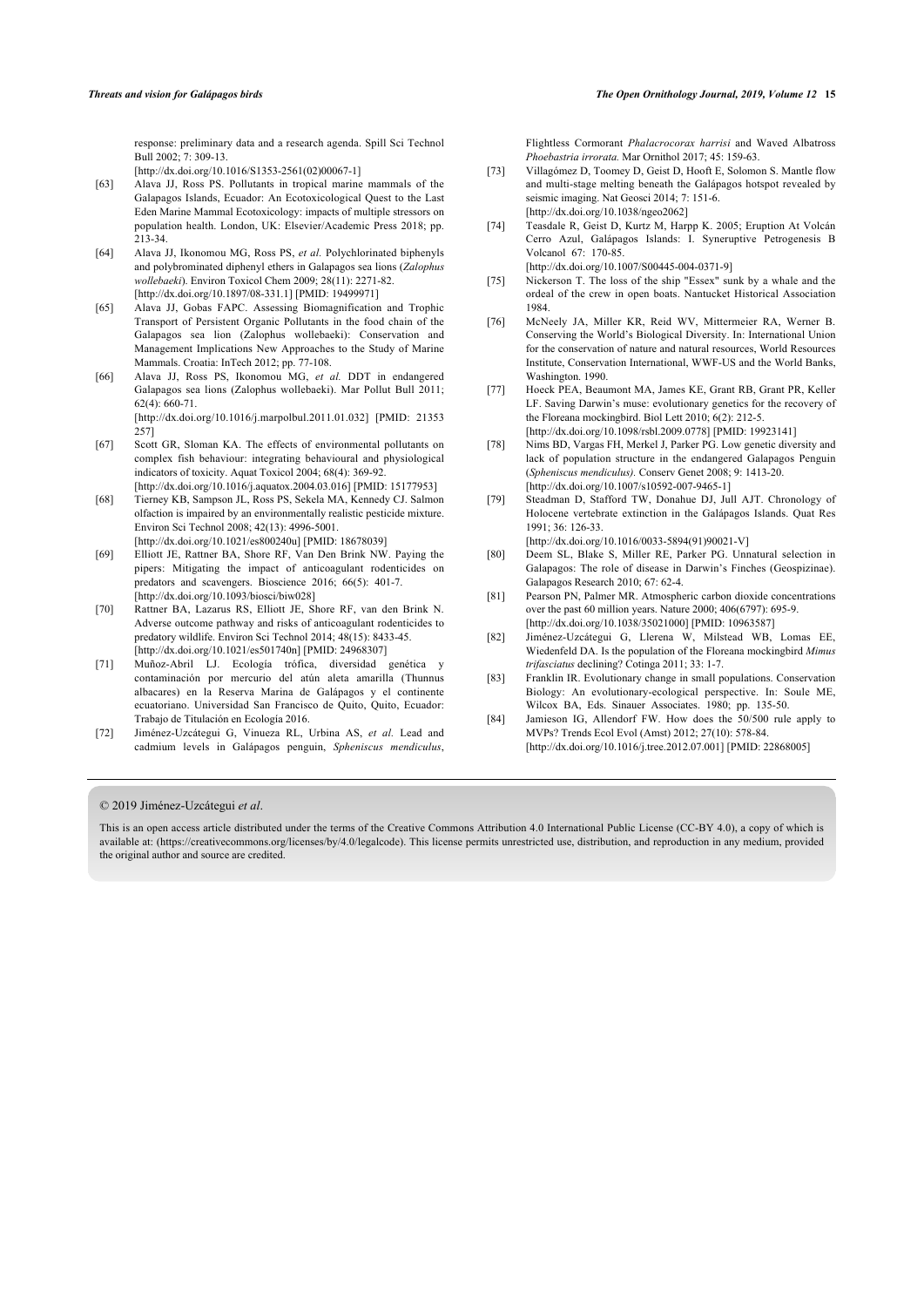response: preliminary data and a research agenda. Spill Sci Technol Bull 2002; 7: 309-13.
[http://dx.doi.org/10.1016/S1353-2561(02)00067-1]

[63] Alava JJ, Ross PS. Pollutants in tropical marine mammals of the Galapagos Islands, Ecuador: An Ecotoxicological Quest to the Last Eden Marine Mammal Ecotoxicology: impacts of multiple stressors on population health. London, UK: Elsevier/Academic Press 2018; pp. 213-34.

[64] Alava JJ, Ikonomou MG, Ross PS, *et al.* Polychlorinated biphenyls and polybrominated diphenyl ethers in Galapagos sea lions (*Zalophus wollebaeki*). Environ Toxicol Chem 2009; 28(11): 2271-82.
[http://dx.doi.org/10.1897/08-331.1] [PMID: 19499971]

[65] Alava JJ, Gobas FAPC. Assessing Biomagnification and Trophic Transport of Persistent Organic Pollutants in the food chain of the Galapagos sea lion (Zalophus wollebaeki): Conservation and Management Implications New Approaches to the Study of Marine Mammals. Croatia: InTech 2012; pp. 77-108.

[66] Alava JJ, Ross PS, Ikonomou MG, *et al.* DDT in endangered Galapagos sea lions (Zalophus wollebaeki). Mar Pollut Bull 2011; 62(4): 660-71.
[http://dx.doi.org/10.1016/j.marpolbul.2011.01.032] [PMID: 21353257]

[67] Scott GR, Sloman KA. The effects of environmental pollutants on complex fish behaviour: integrating behavioural and physiological indicators of toxicity. Aquat Toxicol 2004; 68(4): 369-92.
[http://dx.doi.org/10.1016/j.aquatox.2004.03.016] [PMID: 15177953]

[68] Tierney KB, Sampson JL, Ross PS, Sekela MA, Kennedy CJ. Salmon olfaction is impaired by an environmentally realistic pesticide mixture. Environ Sci Technol 2008; 42(13): 4996-5001.
[http://dx.doi.org/10.1021/es800240u] [PMID: 18678039]

[69] Elliott JE, Rattner BA, Shore RF, Van Den Brink NW. Paying the pipers: Mitigating the impact of anticoagulant rodenticides on predators and scavengers. Bioscience 2016; 66(5): 401-7.
[http://dx.doi.org/10.1093/biosci/biw028]

[70] Rattner BA, Lazarus RS, Elliott JE, Shore RF, van den Brink N. Adverse outcome pathway and risks of anticoagulant rodenticides to predatory wildlife. Environ Sci Technol 2014; 48(15): 8433-45.
[http://dx.doi.org/10.1021/es501740n] [PMID: 24968307]

[71] Muñoz-Abril LJ. Ecología trófica, diversidad genética y contaminación por mercurio del atún aleta amarilla (Thunnus albacares) en la Reserva Marina de Galápagos y el continente ecuatoriano. Universidad San Francisco de Quito, Quito, Ecuador: Trabajo de Titulación en Ecología 2016.

[72] Jiménez-Uzcátegui G, Vinueza RL, Urbina AS, *et al.* Lead and cadmium levels in Galápagos penguin, *Spheniscus mendiculus*, Flightless Cormorant *Phalacrocorax harrisi* and Waved Albatross *Phoebastria irrorata.* Mar Ornithol 2017; 45: 159-63.

[73] Villagómez D, Toomey D, Geist D, Hooft E, Solomon S. Mantle flow and multi-stage melting beneath the Galápagos hotspot revealed by seismic imaging. Nat Geosci 2014; 7: 151-6.
[http://dx.doi.org/10.1038/ngeo2062]

[74] Teasdale R, Geist D, Kurtz M, Harpp K. 2005; Eruption At Volcán Cerro Azul, Galápagos Islands: I. Syneruptive Petrogenesis B Volcanol 67: 170-85.
[http://dx.doi.org/10.1007/S00445-004-0371-9]

[75] Nickerson T. The loss of the ship "Essex" sunk by a whale and the ordeal of the crew in open boats. Nantucket Historical Association 1984.

[76] McNeely JA, Miller KR, Reid WV, Mittermeier RA, Werner B. Conserving the World's Biological Diversity. In: International Union for the conservation of nature and natural resources, World Resources Institute, Conservation International, WWF-US and the World Banks, Washington. 1990.

[77] Hoeck PEA, Beaumont MA, James KE, Grant RB, Grant PR, Keller LF. Saving Darwin's muse: evolutionary genetics for the recovery of the Floreana mockingbird. Biol Lett 2010; 6(2): 212-5.
[http://dx.doi.org/10.1098/rsbl.2009.0778] [PMID: 19923141]

[78] Nims BD, Vargas FH, Merkel J, Parker PG. Low genetic diversity and lack of population structure in the endangered Galapagos Penguin (*Spheniscus mendiculus).* Conserv Genet 2008; 9: 1413-20.
[http://dx.doi.org/10.1007/s10592-007-9465-1]

[79] Steadman D, Stafford TW, Donahue DJ, Jull AJT. Chronology of Holocene vertebrate extinction in the Galápagos Islands. Quat Res 1991; 36: 126-33.
[http://dx.doi.org/10.1016/0033-5894(91)90021-V]

[80] Deem SL, Blake S, Miller RE, Parker PG. Unnatural selection in Galapagos: The role of disease in Darwin's Finches (Geospizinae). Galapagos Research 2010; 67: 62-4.

[81] Pearson PN, Palmer MR. Atmospheric carbon dioxide concentrations over the past 60 million years. Nature 2000; 406(6797): 695-9.
[http://dx.doi.org/10.1038/35021000] [PMID: 10963587]

[82] Jiménez-Uzcátegui G, Llerena W, Milstead WB, Lomas EE, Wiedenfeld DA. Is the population of the Floreana mockingbird *Mimus trifasciatus* declining? Cotinga 2011; 33: 1-7.

[83] Franklin IR. Evolutionary change in small populations. Conservation Biology: An evolutionary-ecological perspective. In: Soule ME, Wilcox BA, Eds. Sinauer Associates. 1980; pp. 135-50.

[84] Jamieson IG, Allendorf FW. How does the 50/500 rule apply to MVPs? Trends Ecol Evol (Amst) 2012; 27(10): 578-84.
[http://dx.doi.org/10.1016/j.tree.2012.07.001] [PMID: 22868005]

© 2019 Jiménez-Uzcátegui *et al*.

This is an open access article distributed under the terms of the Creative Commons Attribution 4.0 International Public License (CC-BY 4.0), a copy of which is available at: (https://creativecommons.org/licenses/by/4.0/legalcode). This license permits unrestricted use, distribution, and reproduction in any medium, provided the original author and source are credited.